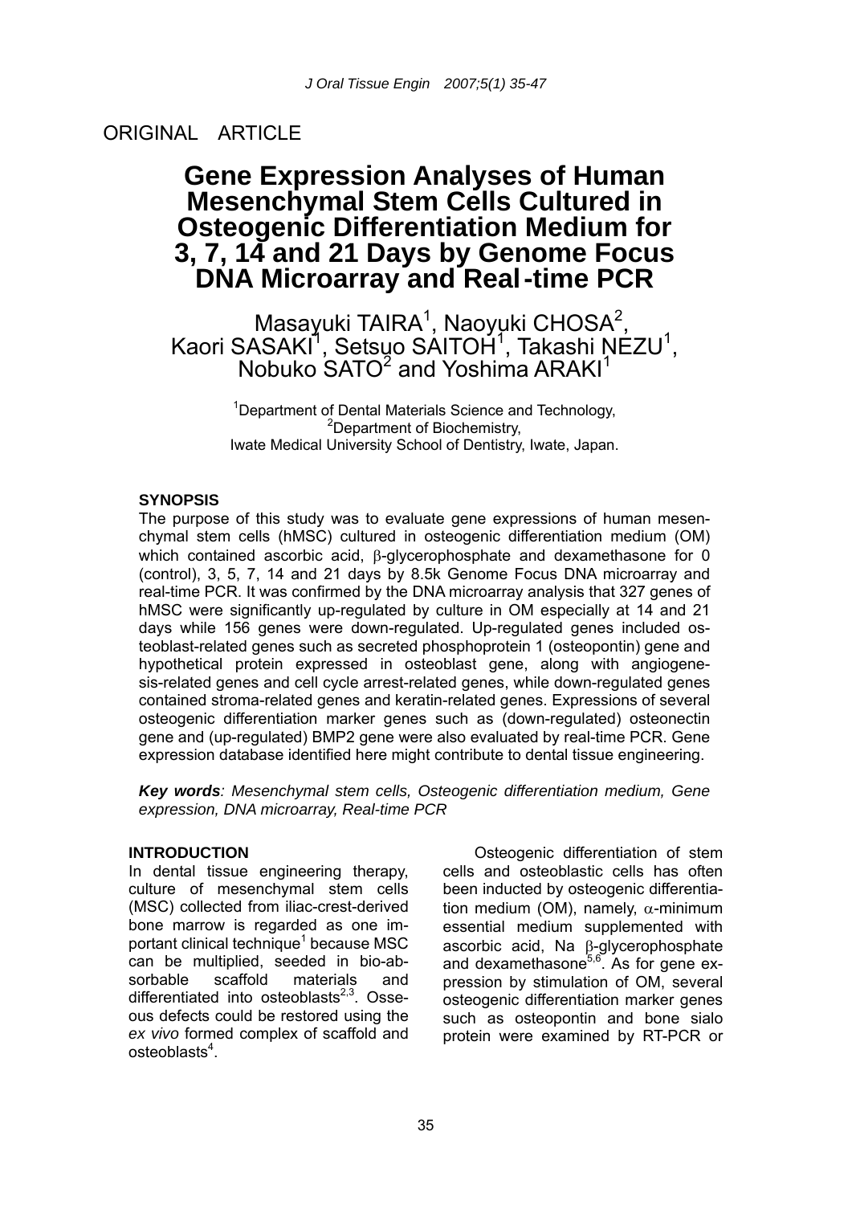ORIGINAL ARTICLE

# Gene Expression Analyses of Human Mesenchymal Stem Cells Cultured in Osteogenic Differentiation Medium for 3, 7, 14 and 21 Days by Genome Focus DNA Microarray and Real-time PCR

Masayuki TAIRA[1], Naoyuki CHOSA[2], Kaori SASAKI[1], Setsuo SAITOH[1], Takashi NEZU[1], Nobuko SATO[2] and Yoshima ARAKI[1]

[1]Department of Dental Materials Science and Technology,
[2]Department of Biochemistry,
Iwate Medical University School of Dentistry, Iwate, Japan.

## SYNOPSIS

The purpose of this study was to evaluate gene expressions of human mesenchymal stem cells (hMSC) cultured in osteogenic differentiation medium (OM) which contained ascorbic acid, β-glycerophosphate and dexamethasone for 0 (control), 3, 5, 7, 14 and 21 days by 8.5k Genome Focus DNA microarray and real-time PCR. It was confirmed by the DNA microarray analysis that 327 genes of hMSC were significantly up-regulated by culture in OM especially at 14 and 21 days while 156 genes were down-regulated. Up-regulated genes included osteoblast-related genes such as secreted phosphoprotein 1 (osteopontin) gene and hypothetical protein expressed in osteoblast gene, along with angiogenesis-related genes and cell cycle arrest-related genes, while down-regulated genes contained stroma-related genes and keratin-related genes. Expressions of several osteogenic differentiation marker genes such as (down-regulated) osteonectin gene and (up-regulated) BMP2 gene were also evaluated by real-time PCR. Gene expression database identified here might contribute to dental tissue engineering.

***Key words**: Mesenchymal stem cells, Osteogenic differentiation medium, Gene expression, DNA microarray, Real-time PCR*

## INTRODUCTION

In dental tissue engineering therapy, culture of mesenchymal stem cells (MSC) collected from iliac-crest-derived bone marrow is regarded as one important clinical technique[1] because MSC can be multiplied, seeded in bio-absorbable scaffold materials and differentiated into osteoblasts[2,3]. Osseous defects could be restored using the *ex vivo* formed complex of scaffold and osteoblasts[4].

Osteogenic differentiation of stem cells and osteoblastic cells has often been inducted by osteogenic differentiation medium (OM), namely, α-minimum essential medium supplemented with ascorbic acid, Na β-glycerophosphate and dexamethasone[5,6]. As for gene expression by stimulation of OM, several osteogenic differentiation marker genes such as osteopontin and bone sialo protein were examined by RT-PCR or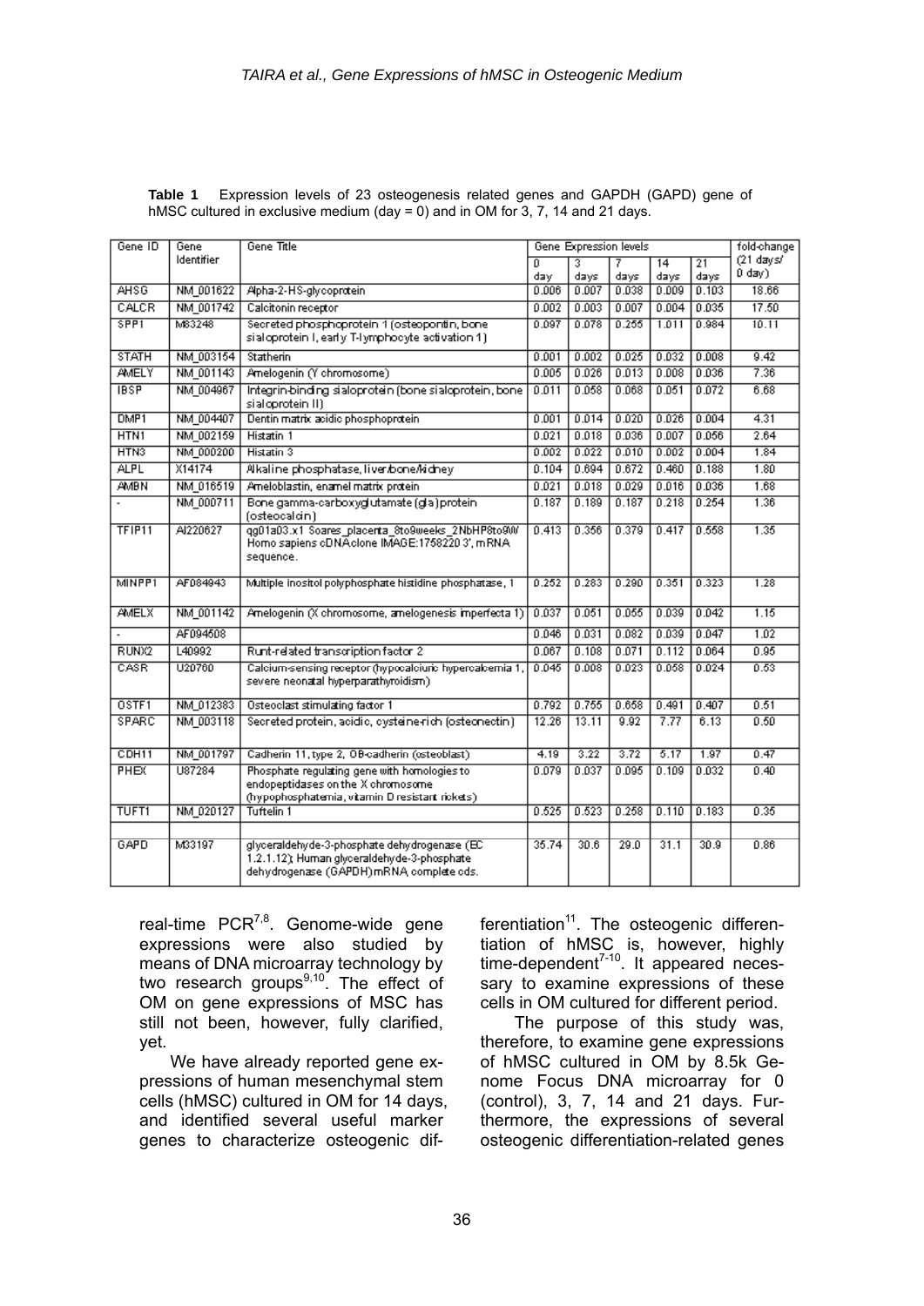**Table 1** Expression levels of 23 osteogenesis related genes and GAPDH (GAPD) gene of hMSC cultured in exclusive medium (day = 0) and in OM for 3, 7, 14 and 21 days.

| Gene ID | Gene Identifier | Gene Title | Gene Expression levels | | | | | fold-change |
|---|---|---|---|---|---|---|---|---|
| | | | 0 day | 3 days | 7 days | 14 days | 21 days | (21 days/ 0 day) |
| AHSG | NM_001622 | Alpha-2-HS-glycoprotein | 0.006 | 0.007 | 0.038 | 0.009 | 0.103 | 18.66 |
| CALCR | NM_001742 | Calcitonin receptor | 0.002 | 0.003 | 0.007 | 0.004 | 0.035 | 17.50 |
| SPP1 | M83248 | Secreted phosphoprotein 1 (osteopontin, bone sialoprotein I, early T-lymphocyte activation 1) | 0.097 | 0.078 | 0.255 | 1.011 | 0.984 | 10.11 |
| STATH | NM_003154 | Statherin | 0.001 | 0.002 | 0.025 | 0.032 | 0.008 | 9.42 |
| AMELY | NM_001143 | Amelogenin (Y chromosome) | 0.005 | 0.026 | 0.013 | 0.008 | 0.036 | 7.36 |
| IBSP | NM_004967 | Integrin-binding sialoprotein (bone sialoprotein, bone sialoprotein II) | 0.011 | 0.058 | 0.068 | 0.051 | 0.072 | 6.68 |
| DMP1 | NM_004407 | Dentin matrix acidic phosphoprotein | 0.001 | 0.014 | 0.020 | 0.026 | 0.004 | 4.31 |
| HTN1 | NM_002159 | Histatin 1 | 0.021 | 0.018 | 0.036 | 0.007 | 0.056 | 2.64 |
| HTN3 | NM_000200 | Histatin 3 | 0.002 | 0.022 | 0.010 | 0.002 | 0.004 | 1.84 |
| ALPL | X14174 | Alkaline phosphatase, liver/bone/kidney | 0.104 | 0.694 | 0.672 | 0.460 | 0.188 | 1.80 |
| AMBN | NM_016519 | Ameloblastin, enamel matrix protein | 0.021 | 0.018 | 0.029 | 0.016 | 0.036 | 1.68 |
| - | NM_000711 | Bone gamma-carboxyglutamate (gla) protein (osteocalcin) | 0.187 | 0.189 | 0.187 | 0.218 | 0.254 | 1.36 |
| TFIP11 | AI220627 | qg01a03.x1 Soares_placenta_8to9weeks_2NbHP8to9W Homo sapiens cDNA clone IMAGE:1758220 3', mRNA sequence. | 0.413 | 0.356 | 0.379 | 0.417 | 0.558 | 1.35 |
| MINPP1 | AF084943 | Multiple inositol polyphosphate histidine phosphatase, 1 | 0.252 | 0.283 | 0.290 | 0.351 | 0.323 | 1.28 |
| AMELX | NM_001142 | Amelogenin (X chromosome, amelogenesis imperfecta 1) | 0.037 | 0.051 | 0.055 | 0.039 | 0.042 | 1.15 |
| - | AF094508 | | 0.046 | 0.031 | 0.082 | 0.039 | 0.047 | 1.02 |
| RUNX2 | L40992 | Runt-related transcription factor 2 | 0.067 | 0.108 | 0.071 | 0.112 | 0.064 | 0.95 |
| CASR | U20760 | Calcium-sensing receptor (hypocalciuric hypercalcemia 1, severe neonatal hyperparathyroidism) | 0.045 | 0.008 | 0.023 | 0.058 | 0.024 | 0.53 |
| OSTF1 | NM_012383 | Osteoclast stimulating factor 1 | 0.792 | 0.755 | 0.658 | 0.491 | 0.407 | 0.51 |
| SPARC | NM_003118 | Secreted protein, acidic, cysteine-rich (osteonectin) | 12.26 | 13.11 | 9.92 | 7.77 | 6.13 | 0.50 |
| CDH11 | NM_001797 | Cadherin 11, type 2, OB-cadherin (osteoblast) | 4.19 | 3.22 | 3.72 | 5.17 | 1.97 | 0.47 |
| PHEX | U87284 | Phosphate regulating gene with homologies to endopeptidases on the X chromosome (hypophosphatemia, vitamin D resistant rickets) | 0.079 | 0.037 | 0.095 | 0.109 | 0.032 | 0.40 |
| TUFT1 | NM_020127 | Tuftelin 1 | 0.525 | 0.523 | 0.258 | 0.110 | 0.183 | 0.35 |
| | | | | | | | | |
| GAPD | M33197 | glyceraldehyde-3-phosphate dehydrogenase (EC 1.2.1.12); Human glyceraldehyde-3-phosphate dehydrogenase (GAPDH) mRNA, complete cds. | 35.74 | 30.6 | 29.0 | 31.1 | 30.9 | 0.86 |

real-time PCR[7,8]. Genome-wide gene expressions were also studied by means of DNA microarray technology by two research groups[9,10]. The effect of OM on gene expressions of MSC has still not been, however, fully clarified, yet.

We have already reported gene expressions of human mesenchymal stem cells (hMSC) cultured in OM for 14 days, and identified several useful marker genes to characterize osteogenic differentiation[11]. The osteogenic differentiation of hMSC is, however, highly time-dependent[7-10]. It appeared necessary to examine expressions of these cells in OM cultured for different period.

The purpose of this study was, therefore, to examine gene expressions of hMSC cultured in OM by 8.5k Genome Focus DNA microarray for 0 (control), 3, 7, 14 and 21 days. Furthermore, the expressions of several osteogenic differentiation-related genes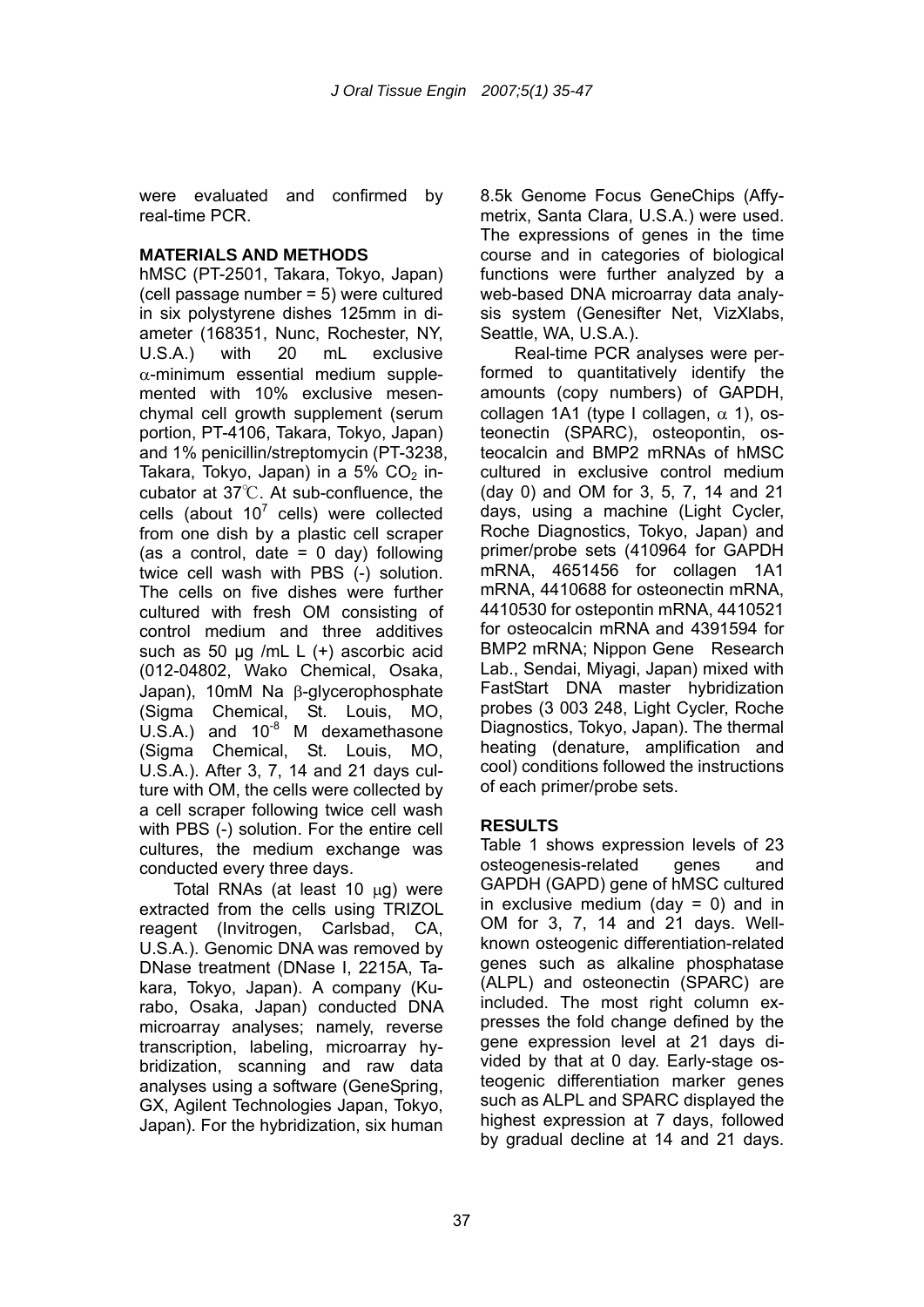were evaluated and confirmed by real-time PCR.

## MATERIALS AND METHODS

hMSC (PT-2501, Takara, Tokyo, Japan) (cell passage number = 5) were cultured in six polystyrene dishes 125mm in diameter (168351, Nunc, Rochester, NY, U.S.A.) with 20 mL exclusive α-minimum essential medium supplemented with 10% exclusive mesenchymal cell growth supplement (serum portion, PT-4106, Takara, Tokyo, Japan) and 1% penicillin/streptomycin (PT-3238, Takara, Tokyo, Japan) in a 5% $CO_2$ incubator at 37℃. At sub-confluence, the cells (about $10^7$ cells) were collected from one dish by a plastic cell scraper (as a control, date = 0 day) following twice cell wash with PBS (-) solution. The cells on five dishes were further cultured with fresh OM consisting of control medium and three additives such as 50 μg /mL L (+) ascorbic acid (012-04802, Wako Chemical, Osaka, Japan), 10mM Na β-glycerophosphate (Sigma Chemical, St. Louis, MO, U.S.A.) and $10^{-8}$ M dexamethasone (Sigma Chemical, St. Louis, MO, U.S.A.). After 3, 7, 14 and 21 days culture with OM, the cells were collected by a cell scraper following twice cell wash with PBS (-) solution. For the entire cell cultures, the medium exchange was conducted every three days.

Total RNAs (at least 10 μg) were extracted from the cells using TRIZOL reagent (Invitrogen, Carlsbad, CA, U.S.A.). Genomic DNA was removed by DNase treatment (DNase I, 2215A, Takara, Tokyo, Japan). A company (Kurabo, Osaka, Japan) conducted DNA microarray analyses; namely, reverse transcription, labeling, microarray hybridization, scanning and raw data analyses using a software (GeneSpring, GX, Agilent Technologies Japan, Tokyo, Japan). For the hybridization, six human 8.5k Genome Focus GeneChips (Affymetrix, Santa Clara, U.S.A.) were used. The expressions of genes in the time course and in categories of biological functions were further analyzed by a web-based DNA microarray data analysis system (Genesifter Net, VizXlabs, Seattle, WA, U.S.A.).

Real-time PCR analyses were performed to quantitatively identify the amounts (copy numbers) of GAPDH, collagen 1A1 (type I collagen, α 1), osteonectin (SPARC), osteopontin, osteocalcin and BMP2 mRNAs of hMSC cultured in exclusive control medium (day 0) and OM for 3, 5, 7, 14 and 21 days, using a machine (Light Cycler, Roche Diagnostics, Tokyo, Japan) and primer/probe sets (410964 for GAPDH mRNA, 4651456 for collagen 1A1 mRNA, 4410688 for osteonectin mRNA, 4410530 for ostepontin mRNA, 4410521 for osteocalcin mRNA and 4391594 for BMP2 mRNA; Nippon Gene Research Lab., Sendai, Miyagi, Japan) mixed with FastStart DNA master hybridization probes (3 003 248, Light Cycler, Roche Diagnostics, Tokyo, Japan). The thermal heating (denature, amplification and cool) conditions followed the instructions of each primer/probe sets.

## RESULTS

Table 1 shows expression levels of 23 osteogenesis-related genes and GAPDH (GAPD) gene of hMSC cultured in exclusive medium (day = 0) and in OM for 3, 7, 14 and 21 days. Well-known osteogenic differentiation-related genes such as alkaline phosphatase (ALPL) and osteonectin (SPARC) are included. The most right column expresses the fold change defined by the gene expression level at 21 days divided by that at 0 day. Early-stage osteogenic differentiation marker genes such as ALPL and SPARC displayed the highest expression at 7 days, followed by gradual decline at 14 and 21 days.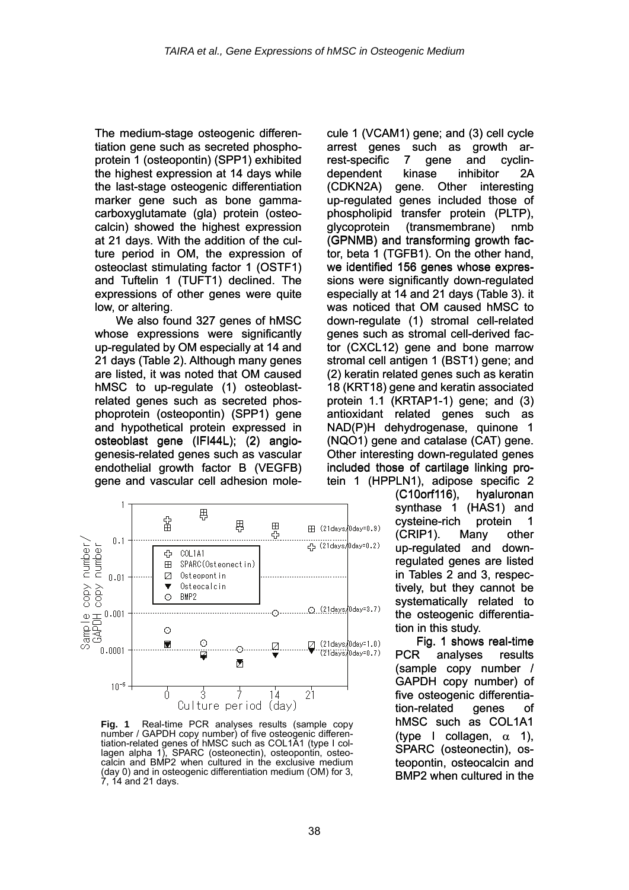The medium-stage osteogenic differentiation gene such as secreted phosphoprotein 1 (osteopontin) (SPP1) exhibited the highest expression at 14 days while the last-stage osteogenic differentiation marker gene such as bone gamma-carboxyglutamate (gla) protein (osteocalcin) showed the highest expression at 21 days. With the addition of the culture period in OM, the expression of osteoclast stimulating factor 1 (OSTF1) and Tuftelin 1 (TUFT1) declined. The expressions of other genes were quite low, or altering.

We also found 327 genes of hMSC whose expressions were significantly up-regulated by OM especially at 14 and 21 days (Table 2). Although many genes are listed, it was noted that OM caused hMSC to up-regulate (1) osteoblast-related genes such as secreted phosphoprotein (osteopontin) (SPP1) gene and hypothetical protein expressed in osteoblast gene (IFI44L); (2) angiogenesis-related genes such as vascular endothelial growth factor B (VEGFB) gene and vascular cell adhesion molecule 1 (VCAM1) gene; and (3) cell cycle arrest genes such as growth arrest-specific 7 gene and cyclin-dependent kinase inhibitor 2A (CDKN2A) gene. Other interesting up-regulated genes included those of phospholipid transfer protein (PLTP), glycoprotein (transmembrane) nmb (GPNMB) and transforming growth factor, beta 1 (TGFB1). On the other hand, we identified 156 genes whose expressions were significantly down-regulated especially at 14 and 21 days (Table 3). it was noticed that OM caused hMSC to down-regulate (1) stromal cell-related genes such as stromal cell-derived factor (CXCL12) gene and bone marrow stromal cell antigen 1 (BST1) gene; and (2) keratin related genes such as keratin 18 (KRT18) gene and keratin associated protein 1.1 (KRTAP1-1) gene; and (3) antioxidant related genes such as NAD(P)H dehydrogenase, quinone 1 (NQO1) gene and catalase (CAT) gene. Other interesting down-regulated genes included those of cartilage linking protein 1 (HPPLN1), adipose specific 2 (C10orf116), hyaluronan synthase 1 (HAS1) and cysteine-rich protein 1 (CRIP1). Many other up-regulated and down-regulated genes are listed in Tables 2 and 3, respectively, but they cannot be systematically related to the osteogenic differentiation in this study.

Fig. 1 shows real-time PCR analyses results (sample copy number / GAPDH copy number) of five osteogenic differentiation-related genes of hMSC such as COL1A1 (type I collagen, $\alpha$ 1), SPARC (osteonectin), osteopontin, osteocalcin and BMP2 when cultured in the

Sample copy number/ GAPDH copy number

1

0.1

0.01

0.001

0.0001

$10^{-5}$

0 3 7 14 21

Culture period (day)

COL1A1

SPARC(Osteonectin)

Osteopontin

Osteocalcin

BMP2

(21days/0day=0.9)

(21days/0day=0.2)

(21days/0day=3.7)

(21days/0day=1.0)

(21days/0day=0.7)

**Fig. 1** Real-time PCR analyses results (sample copy number / GAPDH copy number) of five osteogenic differentiation-related genes of hMSC such as COL1A1 (type I collagen alpha 1), SPARC (osteonectin), osteopontin, osteocalcin and BMP2 when cultured in the exclusive medium (day 0) and in osteogenic differentiation medium (OM) for 3, 7, 14 and 21 days.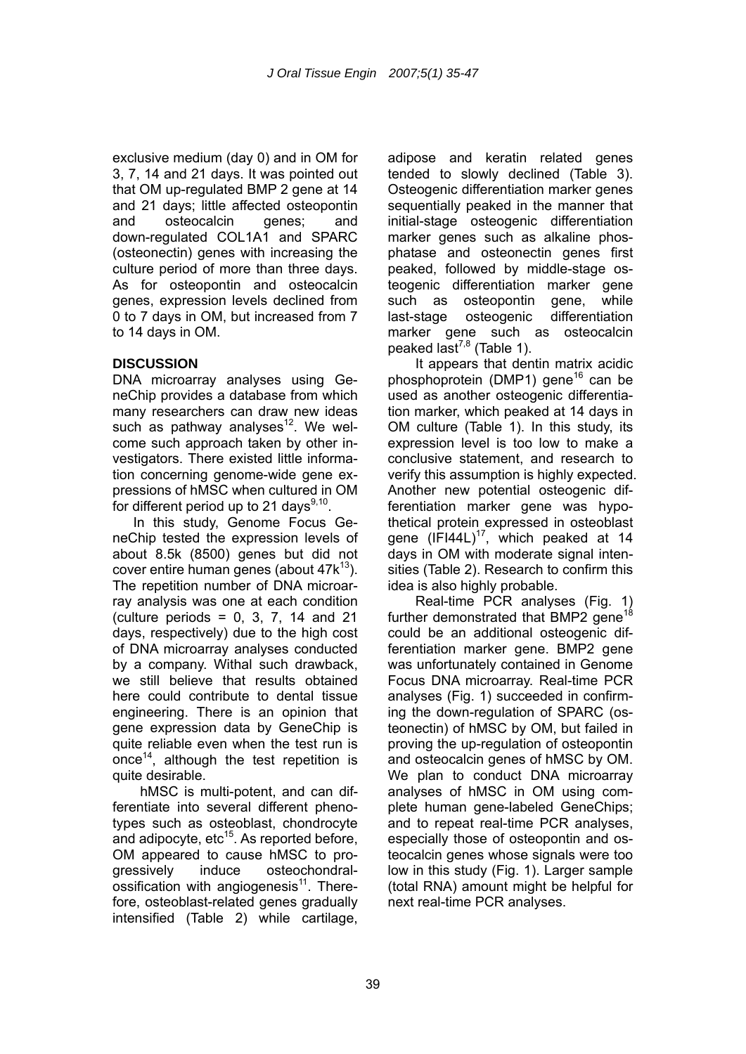exclusive medium (day 0) and in OM for 3, 7, 14 and 21 days. It was pointed out that OM up-regulated BMP 2 gene at 14 and 21 days; little affected osteopontin and osteocalcin genes; and down-regulated COL1A1 and SPARC (osteonectin) genes with increasing the culture period of more than three days. As for osteopontin and osteocalcin genes, expression levels declined from 0 to 7 days in OM, but increased from 7 to 14 days in OM.

## DISCUSSION

DNA microarray analyses using GeneChip provides a database from which many researchers can draw new ideas such as pathway analyses[12]. We welcome such approach taken by other investigators. There existed little information concerning genome-wide gene expressions of hMSC when cultured in OM for different period up to 21 days[9,10].

In this study, Genome Focus GeneChip tested the expression levels of about 8.5k (8500) genes but did not cover entire human genes (about 47k[13]). The repetition number of DNA microarray analysis was one at each condition (culture periods = 0, 3, 7, 14 and 21 days, respectively) due to the high cost of DNA microarray analyses conducted by a company. Withal such drawback, we still believe that results obtained here could contribute to dental tissue engineering. There is an opinion that gene expression data by GeneChip is quite reliable even when the test run is once[14], although the test repetition is quite desirable.

hMSC is multi-potent, and can differentiate into several different phenotypes such as osteoblast, chondrocyte and adipocyte, etc[15]. As reported before, OM appeared to cause hMSC to progressively induce osteochondral-ossification with angiogenesis[11]. Therefore, osteoblast-related genes gradually intensified (Table 2) while cartilage, adipose and keratin related genes tended to slowly declined (Table 3). Osteogenic differentiation marker genes sequentially peaked in the manner that initial-stage osteogenic differentiation marker genes such as alkaline phosphatase and osteonectin genes first peaked, followed by middle-stage osteogenic differentiation marker gene such as osteopontin gene, while last-stage osteogenic differentiation marker gene such as osteocalcin peaked last[7,8] (Table 1).

It appears that dentin matrix acidic phosphoprotein (DMP1) gene[16] can be used as another osteogenic differentiation marker, which peaked at 14 days in OM culture (Table 1). In this study, its expression level is too low to make a conclusive statement, and research to verify this assumption is highly expected. Another new potential osteogenic differentiation marker gene was hypothetical protein expressed in osteoblast gene (IFI44L)[17], which peaked at 14 days in OM with moderate signal intensities (Table 2). Research to confirm this idea is also highly probable.

Real-time PCR analyses (Fig. 1) further demonstrated that BMP2 gene[18] could be an additional osteogenic differentiation marker gene. BMP2 gene was unfortunately contained in Genome Focus DNA microarray. Real-time PCR analyses (Fig. 1) succeeded in confirming the down-regulation of SPARC (osteonectin) of hMSC by OM, but failed in proving the up-regulation of osteopontin and osteocalcin genes of hMSC by OM. We plan to conduct DNA microarray analyses of hMSC in OM using complete human gene-labeled GeneChips; and to repeat real-time PCR analyses, especially those of osteopontin and osteocalcin genes whose signals were too low in this study (Fig. 1). Larger sample (total RNA) amount might be helpful for next real-time PCR analyses.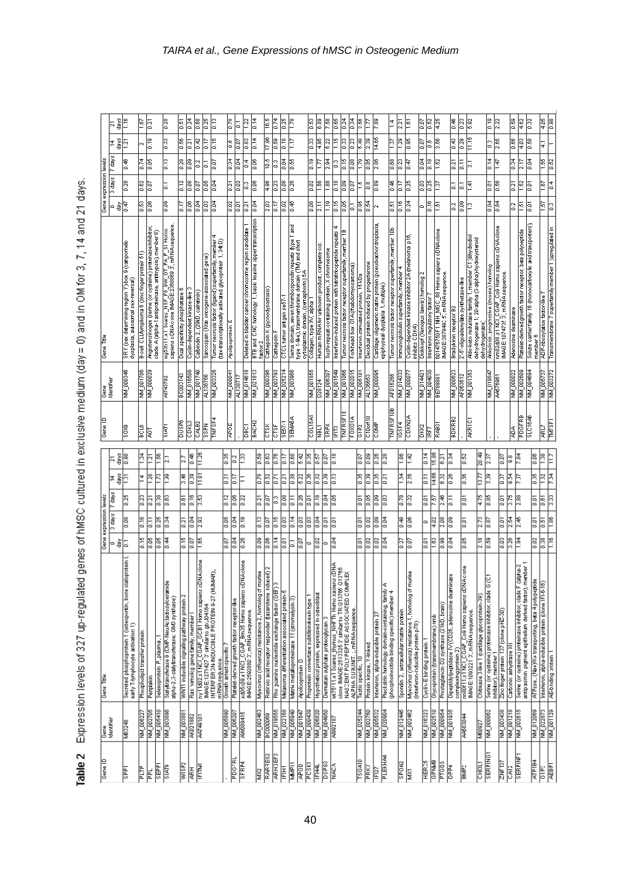**Table 2** Expression levels of 327 up-regulated genes of hMSC cultured in exclusive medium (day = 0) and in OM for 3, 7, 14 and 21 days.

| Gene ID | Gene Identifier | Gene Title | Gene expression levels | | | | |
|---|---|---|---|---|---|---|---|
| | | | 0 day | 3 days | 7 days | 14 days | 21 days |
| SPP1 | M83248 | Secreted phosphoprotein 1 (osteopontin, bone sialoprotein I, early T-lymphocyte activation 1) | 0.1 | 0.08 | 0.26 | 1.31 | 0.98 |
| PLTP | NM_006227 | Phospholipid transfer protein | 0.15 | 0.16 | 0.23 | 1.4 | 1.34 |
| PPL | NM_002705 | Periplakin | 0.05 | 0.11 | 0.21 | 1.28 | 1.21 |
| SEPP1 | NM_005410 | Selenoprotein P, plasma, 1 | 0.05 | 0.25 | 0.38 | 1.73 | 1.56 |
| SIAT9 | NM_003896 | Sialyltransferase 9 (CMP-NeuAc:lactosylceramide alpha-2,3-sialyltransferase; GM3 synthase) | 0.44 | 0.34 | 0.63 | 1.99 | 2.1 |
| WISP2 | NM_003881 | WNT1 inducible signaling pathway protein 2 | 0.15 | 0.21 | 0.61 | 3.46 | 2.7 |
| ARH | AI032812 | Ras homolog gene family, member I | 0.07 | 0.04 | 0.16 | 0.39 | 0.46 |
| IFITM1 | AA749101 | ny11d02.s1 NCI_CGAP_GCB1 Homo sapiens cDNA clone IMAGE:1271427 3' similar to gb:J04164 INTERFERON-INDUCIBLE PROTEIN 9-27 (HUMAN); mRNA sequence. | 1.65 | 2.93 | 3.53 | 11.01 | 11.26 |
| - | NM_005890 | Growth arrest-specific 7 | 0.07 | 0.05 | 0.12 | 0.31 | 0.35 |
| PDGFRL | NM_006207 | Platelet-derived growth factor receptor-like | 0.04 | 0.04 | 0.06 | 0.17 | 0.2 |
| SFRP4 | AW089415 | xd05c09.x1 NCI_CGAP_Brn35 Homo sapiens cDNA clone IMAGE:2592880 3', mRNA sequence. | 0.26 | 0.19 | 0.2 | 1.1 | 1.33 |
| MX2 | NM_002463 | Myxovirus (influenza) resistance 2, homolog of murine | 0.09 | 0.13 | 0.21 | 0.78 | 0.59 |
| RARRES2 | BC000069 | Retinoic acid receptor responder (tazarotene induced) 2 | 0.06 | 0.07 | 0.07 | 0.52 | 0.63 |
| ARHGEF3 | NM_019555 | Rho guanine nucleotide exchange factor (GEF) 3 | 0.14 | 0.15 | 0.3 | 0.71 | 0.76 |
| IFIH1 | NM_022168 | Melanoma differentiation associated protein-5 | 0.11 | 0.03 | 0.08 | 0.21 | 0.17 |
| MMP11 | NM_005940 | Matrix metalloproteinase 11 (stromelysin 3) | 0.1 | 0.14 | 0.11 | 0.38 | 0.68 |
| APOD | NM_001647 | Apolipoprotein D | 0.07 | 0.03 | 0.26 | 5.22 | 5.42 |
| PCSK1 | NM_000439 | Proprotein convertase subtilisin/kexin type 1 | 0 | 0.03 | 0.01 | 0.36 | 0.35 |
| IFI44L | NM_006820 | Hypothetical protein, expressed in osteoblast | 0.02 | 0.04 | 0.18 | 0.32 | 0.57 |
| DSPG3 | NM_004950 | Dermatan sulphate proteoglycan 3 | 0 | 0.01 | 0.04 | 0.09 | 0.07 |
| NACA | AI992187 | wt75f11.x1 Soares_thymus_NHFTh Homo sapiens cDNA clone IMAGE:2513325 3' similar to TR:O13765 O13765 NASCENT POLYPEPTIDE ASSOCIATED COMPLEX ALPHA SUBUNIT. ;, mRNA sequence. | 0.04 | 0.01 | 0.05 | 0.13 | 0.18 |
| TSGA10 | NM_025244 | Testis specific, 10 | 0.01 | 0.01 | 0.01 | 0.05 | 0.07 |
| PRKY | NM_002760 | Protein kinase, Y-linked | 0.02 | 0.02 | 0.05 | 0.09 | 0.09 |
| IFI27 | NM_005532 | Interferon, alpha-inducible protein 27 | 0.02 | 0.09 | 0.09 | 0.35 | 0.26 |
| PLEKHA4 | NM_020904 | Pleckstrin homology domain-containing, family A (phosphoinositide binding specific) member 4 | 0.04 | 0.03 | 0.03 | 0.21 | 0.28 |
| SPON2 | NM_012445 | Spondin 2, extracellular matrix protein | 0.27 | 0.48 | 0.78 | 1.34 | 1.86 |
| MX1 | NM_002462 | Myxovirus (influenza) resistance 1, homolog of murine (interferon-inducible protein p78) | 0.07 | 0.06 | 0.32 | 2.16 | 1.42 |
| HERC5 | NM_016323 | Cyclin-E binding protein 1 | 0.01 | 0 | 0.01 | 0.11 | 0.14 |
| GPNMB | NM_002510 | Glycoprotein (transmembrane) nmb | 1.63 | 4.02 | 7.57 | 14.66 | 15.86 |
| PTGDS | NM_000954 | Prostaglandin D2 synthase (21kD, brain) | 0.99 | 2.08 | 2.46 | 6.32 | 6.21 |
| DPP4 | NM_001935 | Dipeptidylpeptidase IV (CD26, adenosine deaminase complexing protein 2) | 0.04 | 0.09 | 0.11 | 0.26 | 0.34 |
| BMP? | AA583044 | nm80f11.s1 NCI_CGAP_Co9 Homo sapiens cDNA clone IMAGE:1092221 3', mRNA sequence. | 0.05 | 0.01 | 0.01 | 0.36 | 0.52 |
| CHI3L1 | M80927 | Chitinase 3-like 1 (cartilage glycoprotein-39) | 2.18 | 2.73 | 4.76 | 13.77 | 20.49 |
| SERPING1 | NM_000062 | Serine (or cysteine) proteinase inhibitor, clade G (C1 inhibitor), member 1 | 0.59 | 0.87 | 0.85 | 3.39 | 2.37 |
| ZNF137 | NM_003438 | Zinc finger protein 137 (clone pHZ-30) | 0.03 | 0.01 | 0.01 | 0.07 | 0.07 |
| CA12 | NM_001218 | Carbonic anhydrase XII | 3.26 | 2.54 | 3.75 | 9.54 | 9.8 |
| SERPINF1 | NM_002615 | Serine (or cysteine) proteinase inhibitor, clade F (alpha-2 antiplasmin, pigment epithelium derived factor), member 1 | 1.94 | 2.45 | 2.88 | 7.37 | 7.84 |
| ATP1B4 | NM_012069 | ATPase, (Na+)/K+ transporting, beta 4 polypeptide | 0.02 | 0.01 | 0.01 | 0.05 | 0.06 |
| G1P3 | NM_022873 | Interferon, alpha-inducible protein (clone IFI-6-16) | 0.38 | 0.51 | 0.61 | 1.32 | 1.38 |
| AEBP1 | NM_001129 | AE-binding protein 1 | 1.16 | 1.86 | 3.33 | 7.34 | 11.7 |
| SOX9 | NM_000346 | SRY (sex determining region Y)-box 9 (campomelic dysplasia, autosomal sex-reversal) | 0.47 | 0.28 | 0.46 | 1.21 | 1.16 |
| BCL6 | NM_001706 | B-cell CLL/lymphoma 6 (zinc finger protein 51) | 0.53 | 0.62 | 0.74 | 2 | 1.67 |
| AGT | NM_000029 | Angiotensinogen (serine (or cysteine) proteinase inhibitor, clade A (alpha-1 antiproteinase, antitrypsin), member 8) | 0.06 | 0.07 | 0.05 | 0.19 | 0.21 |
| SIAT1 | AI743792 | wg53h11.x1 Soares_NSF_F8_9W_OT_PA_P_S1 Homo sapiens cDNA clone IMAGE:2368869 3', mRNA sequence. | 0.09 | 0.1 | 0.13 | 0.33 | 0.28 |
| DUSP6 | BC003143 | Dual specificity phosphatase 6 | 0.17 | 0.12 | 0.28 | 0.56 | 0.51 |
| CDKL3 | NM_016508 | Cyclin-dependent kinase-like 3 | 0.06 | 0.08 | 0.09 | 0.21 | 0.24 |
| CALB2 | NM_001740 | Calbindin 2, (29kD, calretinin) | 0.04 | 0.07 | 0.2 | 0.42 | 0.68 |
| SSPN | AL136756 | Sarcospan (Kras oncogene-associated gene) | 0.03 | 0.05 | 0.1 | 0.17 | 0.25 |
| TNFSF4 | NM_003326 | Tumor necrosis factor (ligand) superfamily, member 4 (tax-transcriptionally activated glycoprotein 1, 34kD) | 0.04 | 0.04 | 0.07 | 0.15 | 0.13 |
| APOE | NM_000041 | Apolipoprotein E | 0.02 | 0.21 | 0.34 | 0.8 | 0.78 |
| | AL138717 | | 0.01 | 0.02 | 0.04 | 0.07 | 0.1 |
| DBC1 | NM_014618 | Deleted in bladder cancer chromosome region candidate 1 | 0.21 | 0.3 | 0.3 | 0.63 | 1.22 |
| BACH2 | NM_021813 | BTB and CNC homology 1, basic leucine zipper transcription factor 2 | 0.04 | 0.06 | 0.06 | 0.14 | 0.14 |
| CTSK | NM_000396 | Cathepsin K (pycnodysostosis) | 2.03 | 4.96 | 10.5 | 17.96 | 16.5 |
| CTSF | NM_003793 | Cathepsin F | 0.17 | 0.23 | 0.3 | 0.59 | 0.74 |
| SE57-1 | NM_025214 | CTCL tumor antigen se57-1 | 0.02 | 0.08 | 0.08 | 0.18 | 0.25 |
| SEMA6A | NM_020796 | Sema domain, seven thrombospondin repeats (type 1 and type 1-like), transmembrane domain (TM) and short cytoplasmic domain, (semaphorin) 6A | 0.45 | 0.26 | 0.55 | 1.17 | 1.78 |
| COL15A1 | NM_001855 | Collagen, type XV, alpha 1 | 0.08 | 0.02 | 0.19 | 0.33 | 0.53 |
| NBL1 | D28124 | Human mRNA for unknown product, complete cds. | 2.11 | 1.56 | 1.77 | 4.96 | 6.99 |
| SRPX | NM_006307 | Sushi-repeat-containing protein, X chromosome | 1.19 | 1.88 | 2.84 | 5.22 | 7.88 |
| IFIT4 | NM_001549 | Interferon-induced protein with tetratricopeptide repeats 4 | 0.15 | 0.18 | 0.3 | 1.16 | 0.66 |
| TNFRSF1B | NM_001066 | Tumor necrosis factor receptor superfamily, member 1B | 0.05 | 0.09 | 0.15 | 0.33 | 0.34 |
| FOXO1A | NM_002015 | Forkhead box O1A (rhabdomyosarcoma) | 0.1 | 0.07 | 0.08 | 0.23 | 0.34 |
| G1P2 | NM_005101 | Interferon-stimulated protein, 15 kDa | 0.66 | 1.5 | 1.79 | 6.40 | 2.66 |
| C10orf10 | AL136653 | Decidual protein induced by progesterone | 0.54 | 0.8 | 0.85 | 2.39 | 1.77 |
| COMP | NM_000095 | Cartilage oligomeric matrix protein (pseudoachondroplasia, epiphyseal dysplasia 1, multiple) | 2 | 0.89 | 2.86 | 14.65 | 7.89 |
| TNFRSF10B | AF016268 | Tumor necrosis factor receptor superfamily, member 10b | 0.51 | 0.46 | 0.68 | 1.37 | 1.4 |
| IGSF4 | NM_014333 | Immunoglobulin superfamily, member 4 | 0.16 | 0.17 | 0.23 | 1.29 | 2.21 |
| CDKN2A | NM_000077 | Cyclin-dependent kinase inhibitor 2A (melanoma, p16, inhibits CDK4) | 0.24 | 0.25 | 0.47 | 0.95 | 1.61 |
| DKK2 | NM_014421 | Dickkopf (Xenopus laevis) homolog 2 | 0 | 0.03 | 0.04 | 0.07 | 0.07 |
| IRF7 | NM_004030 | Interferon regulatory factor 7 | 0.16 | 0.25 | 0.18 | 0.6 | 0.52 |
| RAB31 | BE789881 | 601476760F1 NIH_MGC_68 Homo sapiens cDNA clone IMAGE:3879492 5', mRNA sequence. | 1.51 | 1.37 | 1.52 | 3.56 | 4.25 |
| BDKRB2 | NM_000623 | Bradykinin receptor B2 | 0.2 | 0.1 | 0.21 | 0.43 | 0.46 |
| - | AF063612 | 2'-5'-oligoadenylate synthetase-like | 0.09 | 0.1 | 0.11 | 0.29 | 0.23 |
| AKR1C1 | NM_001353 | Aldo-keto reductase family 1, member C1 (dihydrodiol dehydrogenase 1; 20-alpha (3-alpha)-hydroxysteroid dehydrogenase) | 1.3 | 1.41 | 3.1 | 11.15 | 5.92 |
| - | NM_019847 | Ankylosis, progressive (mouse) homolog | 0.04 | 0.01 | 0.14 | 0.2 | 0.19 |
| - | AA576961 | nm82d08.s1 NCI_CGAP_Co9 Homo sapiens cDNA clone IMAGE:1074736 3', mRNA sequence. | 0.84 | 0.56 | 1.47 | 2.65 | 2.22 |
| ADA | NM_000022 | Adenosine deaminase | 0.2 | 0.21 | 0.34 | 0.66 | 0.59 |
| PDGFRB | NM_002609 | Platelet-derived growth factor receptor, beta polypeptide | 1.51 | 1.52 | 2.17 | 4.03 | 4.62 |
| SLC16A6 | NM_004694 | Solute carrier family 16 (monocarboxylic acid transporters), member 6 | 0.01 | 0.01 | 0.04 | 0.58 | 0.32 |
| ARL7 | NM_005737 | ADP-ribosylation factor-like 7 | 1.57 | 1.67 | 1.55 | 4.1 | 4.05 |
| TM7SF1 | NM_003272 | Transmembrane 7 superfamily member 1 (upregulated in kidney) | 0.3 | 0.4 | 0.52 | 1 | 0.98 |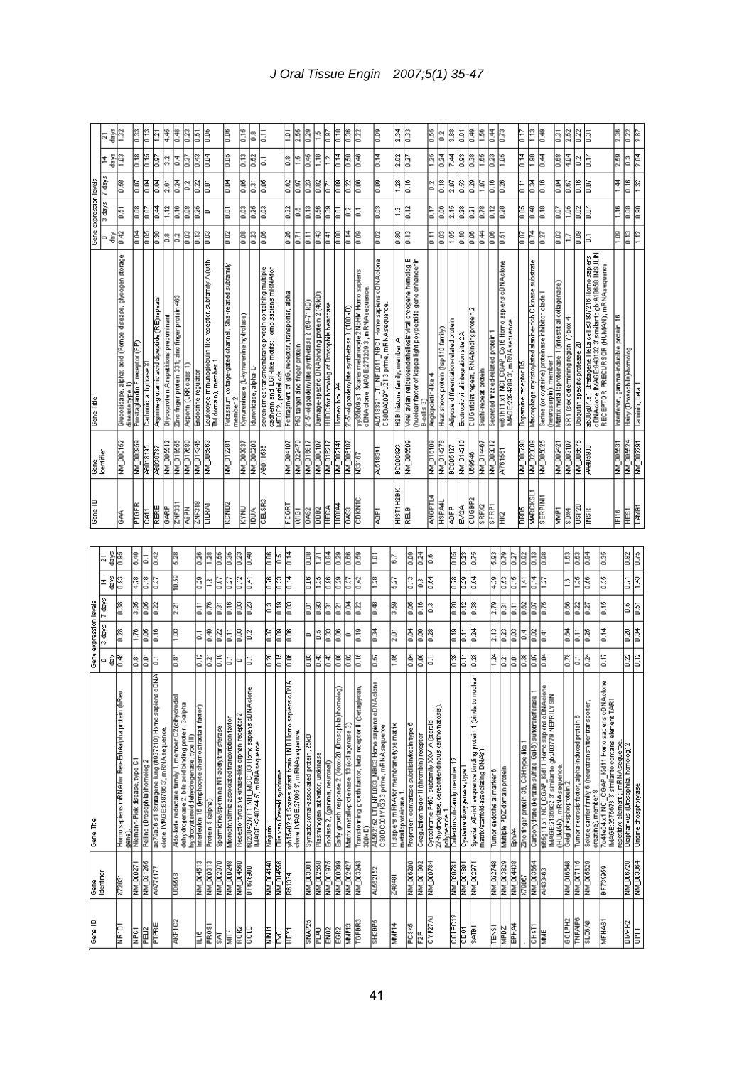| Gene ID | Gene Identifier | Gene Title | Gene expression levels | | | | |
|---|---|---|---|---|---|---|---|
| | | | 0 day | 3 days | 7 days | 14 days | 21 days |
| NR_D1 | X72631 | Homo sapiens mRNA for Rev-ErbAalpha protein (hRev gene). | 0.46 | 0.28 | 0.38 | 0.63 | 0.95 |
| NPC1 | NM_000271 | Niemann-Pick disease, type C1 | 0.8 | 1.76 | 3.35 | 4.78 | 6.49 |
| PELI2 | NM_021255 | Pellino (Drosophila) homolog 2 | 0.07 | 0.05 | 0.05 | 0.18 | 0.1 |
| PTPRE | AA775177 | ao76a06.s1 Stratagene lung (#937210) Homo sapiens cDNA clone IMAGE:838786 3', mRNA sequence. | 0.1 | 0.16 | 0.22 | 0.37 | 0.42 |
| AKR1C2 | U05598 | Aldo-keto reductase family 1, member C2 (dihydrodiol dehydrogenase 2; bile acid binding protein; 3-alpha hydroxysteroid dehydrogenase, type III) | 0.8 | 1.03 | 2.21 | 10.69 | 5.28 |
| IL16 | NM_004513 | Interleukin 16 (lymphocyte chemoattractant factor) | 0.12 | 0.1 | 0.11 | 0.39 | 0.26 |
| PROS1 | NM_000313 | Protein S (alpha) | 0.2 | 0.49 | 0.76 | 1.2 | 1.28 |
| SAT | NM_002970 | Spermidine/spermine N1-acetyltransferase | 0.19 | 0.22 | 0.31 | 0.67 | 0.55 |
| MTF | NM_000248 | Microphthalmia-associated transcription factor | 0.1 | 0.11 | 0.11 | 0.27 | 0.35 |
| ROR2 | NM_004560 | Receptor tyrosine kinase-like orphan receptor 2 | 0.01 | 0.03 | 0.03 | 0.12 | 0.23 |
| GCLC | BF678980 | 602084267F1 NIH_MGC_83 Homo sapiens cDNA clone IMAGE:4248744 5', mRNA sequence. | 0.1 | 0.2 | 0.23 | 0.41 | 0.48 |
| NINJ1 | NM_004148 | Ninjurin | 0.28 | 0.37 | 0.3 | 0.76 | 0.86 |
| EVC | NM_014556 | Ellis van Creveld syndrome | 0.15 | 0.09 | 0.19 | 0.23 | 0.5 |
| HEY1 | R61374 | yh16a09.s1 Soares infant brain 1NIB Homo sapiens cDNA clone IMAGE:37865 3', mRNA sequence. | 0.06 | 0.06 | 0.03 | 0.14 | 0.14 |
| SNAP25 | NM_003081 | Synaptosomal-associated protein, 25kD | 0.03 | 0 | 0.01 | 0.06 | 0.08 |
| PLAU | NM_002658 | Plasminogen activator, urokinase | 0.42 | 0.5 | 0.83 | 1.55 | 1.71 |
| ENO2 | NM_001975 | Enolase 2, (gamma, neuronal) | 0.42 | 0.33 | 0.31 | 0.61 | 0.84 |
| EGR2 | NM_000399 | Early growth response 2 (Krox-20 (Drosophila) homolog) | 0.08 | 0.06 | 0.21 | 0.39 | 0.39 |
| MMP13 | NM_002427 | Matrix metalloproteinase 13 (collagenase 3) | 0.02 | 0 | 0.04 | 0.27 | 0.66 |
| TGFBR3 | NM_003243 | Transforming growth factor, beta receptor III (betaglycan, 300kD) | 0.16 | 0.19 | 0.22 | 0.42 | 0.59 |
| SH3BP5 | AL562152 | AL562152 LTI_NFL003_NBC3 Homo sapiens cDNA clone CS0DC001YG23 3 prime, mRNA sequence. | 0.57 | 0.34 | 0.48 | 1.38 | 1.01 |
| MMP14 | Z48481 | H.sapiens mRNA for membrane-type matrix metalloproteinase 1. | 1.86 | 2.01 | 3.59 | 5.27 | 6.7 |
| PCSK5 | NM_006200 | Proprotein convertase subtilisin/kexin type 5 | 0.04 | 0.04 | 0.05 | 0.13 | 0.09 |
| F2R | NM_001992 | Coagulation factor II (thrombin) receptor | 0.09 | 0.09 | 0.16 | 0.3 | 0.24 |
| CYP27A1 | NM_000784 | Cytochrome P450, subfamily XXVIIA (steroid 27-hydroxylase, cerebrotendinous xanthomatosis), polypeptide 1 | 0.1 | 0.28 | 0.3 | 0.54 | 0.6 |
| COLEC12 | NM_030781 | Collectin sub-family member 12 | 0.39 | 0.19 | 0.26 | 0.78 | 0.65 |
| CDO1 | NM_001801 | Cysteine dioxygenase, type I | 0.1 | 0.11 | 0.12 | 0.29 | 0.23 |
| SATB1 | NM_002971 | Special AT-rich sequence binding protein 1 (binds to nuclear matrix/scaffold-associating DNAs) | 0.28 | 0.24 | 0.38 | 0.64 | 0.75 |
| TEKS1 | NM_022748 | Tumor endothelial marker 6 | 1.24 | 2.13 | 2.79 | 4.39 | 5.93 |
| MPDZ | NM_003829 | Multiple PDZ domain protein | 0.2 | 0.23 | 0.31 | 0.63 | 0.79 |
| EPHA4 | NM_004438 | EphA4 | 0.07 | 0.03 | 0.11 | 0.15 | 0.27 |
| | X79067 | Zinc finger protein 36, C3H type-like 1 | 0.38 | 0.4 | 0.62 | 1.41 | 0.92 |
| CHST1 | NM_003654 | Carbohydrate (keratan sulfate Gal-6) sulfotransferase 1 | 0.07 | 0.02 | 0.07 | 0.14 | 0.13 |
| MME | AI433463 | ti65g11.x1 NCI_CGAP_Kid11 Homo sapiens cDNA clone IMAGE:2136932 3' similar to gb:J03779 NEPRILYSIN (HUMAN); mRNA sequence. | 0.04 | 0.41 | 0.76 | 1.27 | 0.98 |
| GOLPH2 | NM_016548 | Golgi phosphoprotein 2 | 0.78 | 0.64 | 0.66 | 1.6 | 1.63 |
| TNFAIP6 | NM_007115 | Tumor necrosis factor, alpha-induced protein 6 | 0.1 | 0.11 | 0.11 | 1.35 | 0.63 |
| SLC6A8 | NM_005629 | Solute carrier family 6 (neurotransmitter transporter, creatine), member 8 | 0.24 | 0.25 | 0.27 | 0.66 | 0.94 |
| MFHAS1 | BF739959 | 7o41e04.x1 NCI_CGAP_Kid11 Homo sapiens cDNA clone IMAGE:3576673 3' similar to contains element TAR1 repetitive element ;, mRNA sequence. | 0.17 | 0.14 | 0.15 | 0.55 | 0.35 |
| DIAPH2 | NM_006729 | Diaphanous (Drosophila, homolog) 2 | 0.22 | 0.29 | 0.5 | 0.71 | 0.82 |
| UPP1 | NM_003364 | Uridine phosphorylase | 0.12 | 0.34 | 0.51 | 1.43 | 0.75 |

| Gene ID | Gene Identifier | Gene Title | Gene expression levels | | | | |
|---|---|---|---|---|---|---|---|
| | | | 0 day | 3 days | 7 days | 14 days | 21 days |
| GAA | NM_000152 | Glucosidase, alpha; acid (Pompe disease, glycogen storage disease type II) | 0.42 | 0.51 | 0.58 | 1.03 | 1.32 |
| PTGFR | NM_000959 | Prostaglandin F receptor (FP) | 0.04 | 0.08 | 0.07 | 0.18 | 0.33 |
| CA11 | AB018195 | Carbonic anhydrase XI | 0.05 | 0.07 | 0.04 | 0.15 | 0.13 |
| RERE | AB036737 | Arginine-glutamic acid dipeptide (RE) repeats | 0.36 | 0.44 | 0.64 | 0.87 | 1.21 |
| GARP | NM_005512 | Glycoprotein A repetitions predominant | 0.8 | 1.12 | 2.61 | 3.2 | 4.45 |
| ZNF331 | NM_018555 | Zinc finger protein 331; zinc finger protein 463 | 0.2 | 0.16 | 0.24 | 0.4 | 0.48 |
| ASPN | NM_017680 | Asporin (LRR class 1) | 0.13 | 0.08 | 0.2 | 0.37 | 0.23 |
| ZNF318 | NM_014345 | Endocrine regulator | 0.13 | 0.25 | 0.22 | 0.43 | 0.51 |
| LILRA1 | NM_006863 | Leukocyte immunoglobulin-like receptor, subfamily A (with TM domain), member 1 | 0.03 | 0 | 0.01 | 0.04 | 0.05 |
| KCND2 | NM_012281 | Potassium voltage-gated channel, Shal-related subfamily, member 2 | 0.02 | 0.01 | 0.04 | 0.05 | 0.06 |
| KYNU | NM_003937 | Kynureninase (L-kynurenine hydrolase) | 0.08 | 0.03 | 0.05 | 0.13 | 0.15 |
| IDUA | NM_000203 | Iduronidase, alpha-L- | 0.23 | 0.25 | 0.31 | 0.52 | 0.8 |
| CELSR3 | AB011536 | seven-times transmembrane protein containing multiple cadherin and EGF-like motifs; Homo sapiens mRNA for MEGF2, partial cds | 0.06 | 0.03 | 0.05 | 0.1 | 0.11 |
| FCGRT | NM_004107 | Fc fragment of IgG, receptor, transporter, alpha | 0.26 | 0.32 | 0.62 | 0.8 | 1.01 |
| WIG1 | NM_022470 | P53 target zinc finger protein | 0.71 | 0.6 | 0.97 | 1.5 | 2.56 |
| OAS2 | NM_016817 | 2'-5'-oligoadenylate synthetase 2 (69-71 kD) | 0.11 | 0.13 | 0.23 | 0.46 | 0.29 |
| DDB2 | NM_000107 | Damage-specific DNA binding protein 2 (48kD) | 0.43 | 0.56 | 0.82 | 1.18 | 1.5 |
| HECA | NM_016217 | HHDC for homolog of Drosophila headcase | 0.41 | 0.39 | 0.71 | 1.2 | 0.97 |
| HOXA4 | NM_002141 | Homeo box A4 | 0.08 | 0.01 | 0.09 | 0.14 | 0.18 |
| OAS3 | NM_006187 | 2'-5'-oligoadenylate synthetase 3 (100 kD) | 0.14 | 0.2 | 0.22 | 0.38 | 0.36 |
| CDKN1C | N33167 | yy05b09.s1 Soares melanocyte 2NbHM Homo sapiens cDNA clone IMAGE:270209 3', mRNA sequence. | 0.09 | 0.1 | 0.06 | 0.46 | 0.22 |
| AQP1 | AL518391 | AL518391 LTI_NFL011_NBC1 Homo sapiens cDNA clone CS0DA009YJ21 3 prime, mRNA sequence. | 0.02 | 0.03 | 0.09 | 0.14 | 0.09 |
| HIST1H2BK | BC000893 | H2B histone family, member A | 0.86 | 1.3 | 1.28 | 2.62 | 2.34 |
| RELB | NM_006509 | V-rel avian reticuloendotheliosis viral oncogene homolog B (nuclear factor of kappa light polypeptide gene enhancer in B-cells 3) | 0.13 | 0.12 | 0.16 | 0.27 | 0.33 |
| ANGPTL4 | NM_016109 | Angiopoietin-like 4 | 0.11 | 0.17 | 0.2 | 1.26 | 0.55 |
| HSPA4L | NM_014278 | Heat shock protein (hsp110 family) | 0.03 | 0.06 | 0.18 | 0.2 | 0.3 |
| ADFP | BC005127 | Adipose differentiation-related protein | 1.65 | 2.15 | 2.07 | 7.44 | 3.88 |
| EVI2A | NM_014210 | Ecotropic viral integration site 2A | 0.16 | 0.28 | 0.53 | 0.93 | 0.61 |
| CUGBP2 | U69546 | CUG triplet repeat, RNA-binding protein 2 | 0.06 | 0.21 | 0.29 | 0.38 | 0.49 |
| SRPX2 | NM_014467 | Sushi-repeat protein | 0.44 | 0.78 | 1.07 | 1.65 | 1.56 |
| SFRP1 | NM_003012 | Secreted frizzled-related protein 1 | 0.06 | 0.12 | 0.16 | 0.23 | 0.44 |
| HK2 | AI761561 | wi61h11.x1 NCI_CGAP_Co16 Homo sapiens cDNA clone IMAGE:2394789 3', mRNA sequence. | 0.51 | 0.28 | 0.26 | 1.05 | 0.73 |
| DRD5 | NM_000798 | Dopamine receptor D5 | 0.07 | 0.05 | 0.11 | 0.14 | 0.17 |
| MARCKSL1 | NM_023009 | Macrophage myristoylated alanine-rich C kinase substrate | 0.74 | 0.48 | 0.34 | 1.98 | 1.13 |
| SERPINI1 | NM_005025 | Serine (or cysteine) proteinase inhibitor, clade I (neuroserpin), member 1 | 0.27 | 0.18 | 0.16 | 0.44 | 0.49 |
| MMP1 | NM_002421 | Matrix metalloproteinase 1 (interstitial collagenase) | 0.03 | 0.07 | 0.04 | 0.68 | 0.31 |
| SOX4 | NM_003107 | SRY (sex determining region Y)-box 4 | 1.7 | 1.05 | 0.67 | 4.04 | 2.52 |
| USP20 | NM_006676 | Ubiquitin specific protease 20 | 0.09 | 0.02 | 0.16 | 0.2 | 0.22 |
| INSR | AA485908 | ab26g07.s1 Stratagene HeLa cell s3 937216 Homo sapiens cDNA clone IMAGE:843132 3' similar to gb:M18556 INSULIN RECEPTOR PRECURSOR (HUMAN);, mRNA sequence. | 0.1 | 0.07 | 0.07 | 0.17 | 0.31 |
| IFI16 | NM_005531 | Interferon, gamma-inducible protein 16 | 1.09 | 1.16 | 1.44 | 2.59 | 2.36 |
| HES1 | NM_005524 | Hairy (Drosophila)-homolog | 0.13 | 0.08 | 0.16 | 0.3 | 0.22 |
| LAMB1 | NM_002291 | Laminin, beta 1 | 1.12 | 0.96 | 1.32 | 2.04 | 2.87 |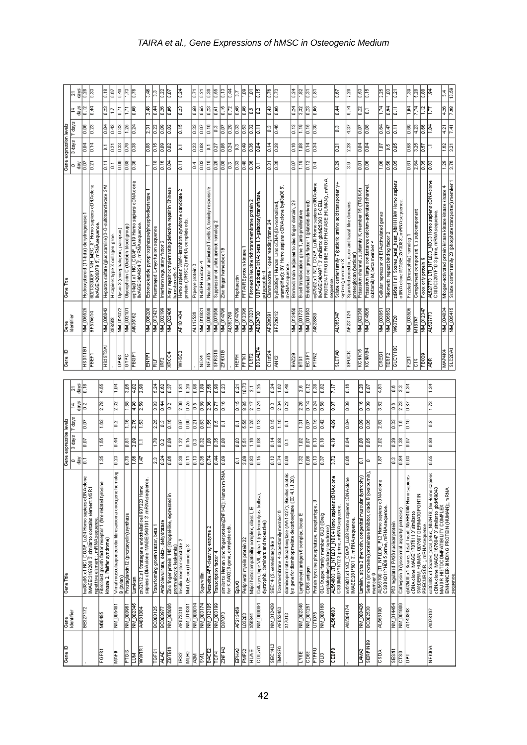| Gene ID | Gene Identifier | Gene Title | Gene expression levels | | | | |
|---|---|---|---|---|---|---|---|
| | | | 0 day | 3 days | 7 days | 14 days | 21 days |
| - | BE327172 | hu08a06.x1 NCI_CGAP_Lu24 Homo sapiens cDNA clone IMAGE:3169238 3' similar to contains element MSR1 repetitive element ;, mRNA sequence. | 0.1 | 0.07 | 0.07 | 0.2 | 0.16 |
| FGFR1 | M60485 | Fibroblast growth factor receptor 1 (fms-related tyrosine kinase 2, Pfeiffer syndrome) | 1.35 | 1.55 | 1.63 | 2.78 | 4.55 |
| MAFB | NM_005461 | V-maf musculoaponeurotic fibrosarcoma oncogene homolog B (avian) | 0.23 | 0.44 | 0.2 | 2.32 | 1.04 |
| PTGIS | NM_000961 | Prostaglandin I2 (prostacyclin) synthase | 0.78 | 0.81 | 1.16 | 1.68 | 3.05 |
| LUM | NM_002345 | Lumican | 1.86 | 2.09 | 2.76 | 4.98 | 4.02 |
| WWTR1 | AA081084 | zn32h12.s1 Stratagene endothelial cell 937223 Homo sapiens cDNA clone IMAGE:549191 3' mRNA sequence. | 1.47 | 1.1 | 1.53 | 2.59 | 2.98 |
| TGFB1 | BC000125 | Transforming growth factor, beta 1 | 2.3 | 1.78 | 2.26 | 3.83 | 5.24 |
| ALAD | BC000977 | Aminolevulinate, delta-, dehydratase | 0.24 | 0.2 | 0.3 | 0.44 | 0.62 |
| ZBTB16 | NM_006006 | Zinc finger protein 145 (Kruppel-like, expressed in promyelocytic leukemia) | 0.06 | 0.09 | 0.16 | 0.2 | 0.37 |
| IRS2 | AF073310 | Insulin receptor substrate 2 | 0.39 | 1.22 | 0.97 | 2.09 | 1.81 |
| MLH3 | NM_014381 | MutL (E. coli) homolog 3 | 0.11 | 0.15 | 0.09 | 0.25 | 0.29 |
| A2M | NM_000014 | | 0.13 | 0.3 | 0.21 | 0.6 | 0.88 |
| SVIL | NM_003174 | Supervillin | 0.35 | 0.32 | 0.63 | 0.89 | 1.89 |
| BACE2 | NM_012105 | Beta-site APP-cleaving enzyme 2 | 0.74 | 1.08 | 1.56 | 2.06 | 2.56 |
| TCF4 | NM_003199 | Transcription factor 4 | 0.44 | 0.35 | 0.5 | 0.77 | 0.98 |
| ZNF142 | D87073 | similar to Human zinc finger protein(ZNF142); Human mRNA for KIAA0236 gene, complete cds. | 0.09 | 0.08 | 0.1 | 0.16 | 0.23 |
| EPHA3 | AF213459 | EphA3 | 0.1 | 0.03 | 0.1 | 0.15 | 0.21 |
| PMP22 | L03203 | Peripheral myelin protein 22 | 3.09 | 5.51 | 5.55 | 8.85 | 10.73 |
| HLA-E | X56841 | Major histocompatibility complex, class I, E | 0.83 | 1.16 | 1.25 | 2.17 | 2.1 |
| COL7A1 | NM_000094 | Collagen, type VII, alpha 1 (epidermolysis bullosa, dystrophic, dominant and recessive) | 0.15 | 0.08 | 0.13 | 0.24 | 0.25 |
| SEC14L2 | NM_012429 | SEC14 (S. cerevisiae)-like 2 | 0.12 | 0.14 | 0.15 | 0.3 | 0.24 |
| TM4SF6 | AF053453 | Transmembrane 4 superfamily member 6 | 0.74 | 0.88 | 1.16 | 2.04 | 1.62 |
| - | X17013 | diaminopimelate decarboxylase (AA1-327); Bacillus subtilis lys gene for diaminopimelate decarboxylase (EC 4.1.1.20). | 0.09 | 0.1 | 0.1 | 0.22 | 0.48 |
| LY6E | NM_002346 | Lymphocyte antigen 6 complex, locus E | 1.32 | 1.02 | 1.31 | 2.26 | 2.6 |
| CD68 | NM_001251 | CD68 antigen | 0.06 | 0.07 | 0.07 | 0.14 | 0.12 |
| PTPRU | U71075 | Protein tyrosine phosphatase, receptor type, U | 0.13 | 0.13 | 0.15 | 0.24 | 0.38 |
| GLI3 | NM_000168 | GLI-Kruppel family member GLI3 (Greig cephalopolysyndactyly syndrome) | 0.37 | 0.18 | 0.42 | 0.58 | 0.82 |
| CEBPB | AL564683 | AL564683 LTI_NFL001_NBC3 Homo sapiens cDNA clone CS0DM007YK12 3 prime, mRNA sequence. | 3.72 | 4.19 | 4.09 | 8.87 | 7.17 |
| - | AW204174 | xn61d01.x1 NCI_CGAP_Lu28 Homo sapiens cDNA clone IMAGE:2817601 3', mRNA sequence. | 0.06 | 0.04 | 0.04 | 0.09 | 0.16 |
| LAMA2 | NM_000426 | Laminin, alpha 2 (merosin, congenital muscular dystrophy) | 0.1 | 0.08 | 0.09 | 0.16 | 0.28 |
| SERPINB9 | BC002538 | Serine (or cysteine) proteinase inhibitor, clade B (ovalbumin), member 9 | 0 | 0.05 | 0.05 | 0.09 | 0.07 |
| CSDA | AL556190 | AL556190 LTI_NFL006_PL2 Homo sapiens cDNA clone CS0DI011YH09 5 prime, mRNA sequence. | 1.87 | 2.02 | 2.62 | 3.82 | 4.81 |
| SESN1 | NM_014454 | P53 regulated PA26 nuclear protein | 0.3 | 0.29 | 0.33 | 0.6 | 0.6 |
| CTSD | NM_001909 | Cathepsin D (lysosomal aspartyl protease) | 0.84 | 1.38 | 1.6 | 2.23 | 3.3 |
| DPT | AI146848 | qb92a06.x1 Soares_fetal_heart_NbHH19W Homo sapiens cDNA clone IMAGE:1707611 3' similar to SW:DERM_HUMAN Q07507 DERMATOPONTIN PRECURSOR ;, mRNA sequence. | 0.03 | 0.07 | 0.16 | 0.87 | 0.34 |
| NFKBIA | AA078167 | oc30d08.s1 Soares_total_fetus_Nb2HF8_9w Homo sapiens cDNA clone IMAGE:1676847 3' similar to gb:M69043 MAJOR HISTOCOMPATIBILITY COMPLEX ENHANCER-BINDING PROTEIN (HUMAN);, mRNA sequence. | 0.55 | 0.89 | 0.8 | 1.73 | 1.34 |

| Gene ID | Gene Identifier | Gene Title | Gene expression levels | | | | |
|---|---|---|---|---|---|---|---|
| | | | 0 day | 3 days | 7 days | 14 days | 21 days |
| HSD11B1 | NM_005525 | Hydroxysteroid (11-beta) dehydrogenase 1 | 0.07 | 0.04 | 0.06 | 0.2 | 0.26 |
| PBEF1 | BF575514 | 602133080F1 NIH_MGC_3 Homo sapiens cDNA clone IMAGE:4288079 5', mRNA sequence. | 0.21 | 0.14 | 0.23 | 0.44 | 0.33 |
| HS3ST3A1 | NM_006042 | Heparan sulfate (glucosamine) 3-O-sulfotransferase 3A1 | 0.11 | 0.1 | 0.04 | 0.23 | 0.18 |
| - | X98568 | H.sapiens type X collagen gene. | 0.1 | 0.21 | 0.43 | 1.7 | 0.67 |
| OPN3 | NM_014322 | Opsin 3 (encephalopsin, panopsin) | 0.09 | 0.33 | 0.33 | 0.71 | 0.46 |
| GYPC | NM_002101 | Glycophorin C (Gerbich blood group) | 0.68 | 0.76 | 1.25 | 1.71 | .73 |
| PBXIP1 | AI935162 | wp14a01.x1 NCI_CGAP_Lu19 Homo sapiens cDNA clone IMAGE:2464824 3', mRNA sequence. | 0.36 | 0.38 | 0.24 | 0.66 | 0.76 |
| ENPP1 | NM_006208 | Ectonucleotide pyrophosphatase/phosphodiesterase 1 | 1 | 0.88 | 2.31 | 2.48 | 3.46 |
| RLF | NM_012421 | Rearranged L-myc fusion sequence | 0.18 | 0.15 | 0.22 | 0.44 | 3.3 |
| IRF2 | NM_002199 | Interferon regulatory factor 2 | 0.16 | 0.09 | 0.09 | 0.26 | 0.22 |
| XRCC4 | NM_022406 | X-ray repair complementing defective repair in Chinese hamster cells 4 | 0.04 | 0.02 | 0.02 | 0.06 | 0.07 |
| WHSC2 | AF101434 | Homo sapiens Wolf-Hirschhorn syndrome candidate 2 protein (WHSC2) mRNA, complete cds. | 0.11 | 0.1 | 0.15 | 0.23 | 0.24 |
| - | AL117536 | Popeye protein 3 | 0.4 | 0.23 | 0.33 | 0.59 | 0.71 |
| NOX4 | NM_016931 | NADPH oxidase 4 | 0.03 | 0.08 | 0.07 | 0.55 | 0.21 |
| NFAT5 | NM_006599 | Nuclear factor of activated T-cells 5, tonicity-responsive | 0.16 | 0.1 | 0.16 | 0.23 | 0.36 |
| SFRS16 | NM_007056 | Suppressor of white apricot homolog 2 | 0.26 | 0.27 | 0.3 | 0.41 | 0.55 |
| ZFHX1B | NM_014795 | Zinc finger homeobox 1B | 0.08 | 0.06 | 0.07 | 0.15 | 0.13 |
| - | AL357569 | | 0.3 | 0.24 | 0.29 | 0.72 | 0.44 |
| HEPH | NM_014799 | Hephaestin | 0.33 | 0.3 | 0.33 | 0.66 | 3.7 |
| PFTK1 | NM_012395 | PFTAIRE protein kinase 1 | 0.48 | 0.49 | 0.53 | 0.86 | .09 |
| FLRT2 | NM_013231 | Fibronectin leucine rich transmembrane protein 2 | 0.36 | 0.36 | 0.32 | 0.5 | .01 |
| B3GALT4 | AB026730 | UDP-Gal:betaGlcNAc beta 1,3-galactosyltransferase, polypeptide 4 | 0.1 | 0.04 | 0.11 | 0.2 | 0.15 |
| C1orf24 | AF288391 | Chromosome 1 open reading frame 24 | 0.31 | 0.14 | 0.3 | 0.43 | 0.76 |
| ANK2 | BF726212 | by03a08.y1 Human Lens cDNA (Un-normalized, unamplified): BY Homo sapiens cDNA clone by03a08 5', mRNA sequence. | 0.36 | 0.28 | 0.46 | 0.66 | 0.73 |
| BAZ2B | NM_013450 | Bromodomain adjacent to zinc finger domain, 2B | 0.07 | 0.16 | 0.13 | 0.24 | 0.24 |
| BTG1 | NM_001731 | B-cell translocation gene 1, anti-proliferative | 1.19 | 1.08 | 1.19 | 3.32 | .82 |
| ECGF1 | NM_001953 | Endothelial cell growth factor 1 (platelet-derived) | 0.12 | 0.14 | 0.15 | 0.23 | 0.31 |
| PTPN2 | AI828880 | wj97b02.x1 NCI_CGAP_Lu19 Homo sapiens cDNA clone IMAGE:2410611 3' similar to gb:M25393 T-CELL PROTEIN-TYROSINE PHOSPHATASE (HUMAN);, mRNA sequence. | 0.4 | 0.34 | 0.39 | 0.65 | 0.81 |
| SLC7A8 | AL365347 | Solute carrier family 7 (cationic amino acid transporter, y+ system), member 8 | 0.29 | 0.21 | 0.3 | 0.44 | 0.67 |
| SPOCK | AF231124 | Sparc/osteonectin, cwcv and kazal-like domains proteoglycan (testican) | 3.9 | 2.28 | 4.37 | 6.14 | 7.26 |
| KCNK15 | NM_022358 | Potassium channel, subfamily K, member 15 (TASK-5) | 0.01 | 0.04 | 0.07 | 0.22 | 0.53 |
| KCNMB4 | NM_014505 | Potassium large conductance calcium-activated channel, subfamily M, beta member 4 | 0.06 | 0.04 | 0.08 | 0.1 | 0.15 |
| CREG1 | NM_003851 | Cellular repressor of E1A-stimulated genes | 1.06 | 1.07 | 0.64 | 1.74 | 2.25 |
| TERF2 | NM_005652 | Telomeric repeat binding factor 2 | 0.56 | 0.5 | 0.47 | 0.94 | .03 |
| GUCY1B3 | W93728 | zd98a11.s1 Soares_fetal_heart_NbHH19W Homo sapiens cDNA clone IMAGE:357308 3', mRNA sequence. | 0.05 | 0.05 | 0.11 | 0.1 | 0.21 |
| FZD1 | NM_003505 | Frizzled (Drosophila) homolog 1 | 0.61 | 0.58 | 0.69 | 1.04 | .39 |
| C1S | M18767 | Complement component 1, s subcomponent | 2.64 | 3.25 | 4.23 | 7.74 | 6.28 |
| FBXO9 | NM_012347 | F-box only protein 9 | 0.35 | 0.57 | 0.66 | 1.2 | 0.88 |
| ABR | AL527773 | AL527773 LTI_NFL003_NBC3 Homo sapiens cDNA clone CS0DC026YF10 3 prime, mRNA sequence. | 0.83 | .1 | 1.62 | 1.77 | .94 |
| MAP4K4 | NM_004834 | Mitogen-activated protein kinase kinase kinase kinase 4 | 1.29 | 1.62 | 4.21 | 4.26 | 5.4 |
| SLC20A1 | NM_005415 | Solute carrier family 20 (phosphate transporter), member 1 | 3.76 | 3.21 | 7.41 | 7.88 | 13.59 |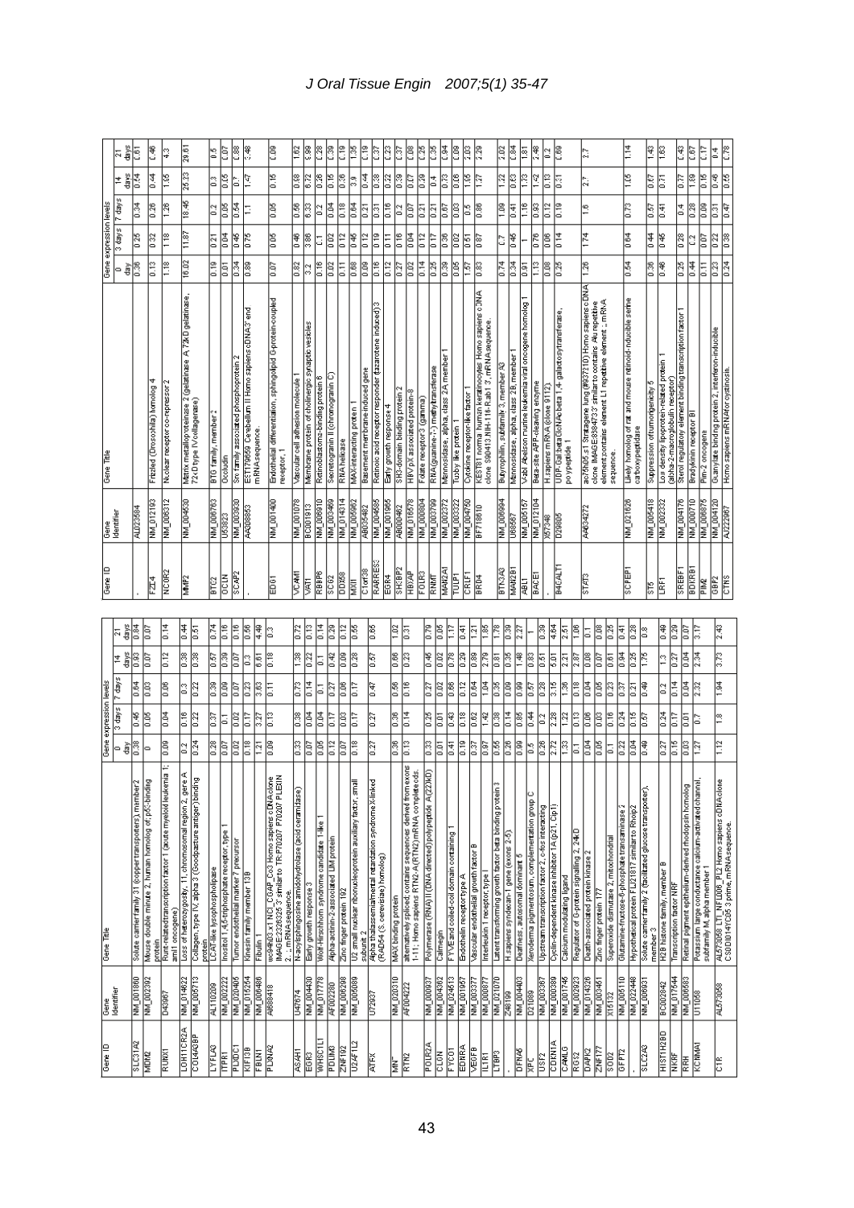| Gene ID | Gene Identifier | Gene Title | Gene expression levels | | | | |
|---|---|---|---|---|---|---|---|
| | | | 0 day | 3 days | 7 days | 14 days | 21 days |
| SLC31A2 | NM_001860 | Solute carrier family 31 (copper transporters), member 2 | 0.38 | 0.45 | 0.64 | 0.93 | 0.84 |
| MDM2 | NM_002392 | Mouse double minute 2, human homolog of; p53-binding protein | 0 | 0.05 | 0.03 | 0.07 | 0.07 |
| RUNX1 | D43967 | Runt-related transcription factor 1 (acute myeloid leukemia 1; aml1 oncogene) | 0.09 | 0.04 | 0.06 | 0.12 | 0.14 |
| LOH11CR2A | NM_014622 | Loss of heterozygosity, 11, chromosomal region 2, gene A | 0.2 | 0.16 | 0.3 | 0.38 | 0.44 |
| COL4A3BP | NM_005713 | Collagen, type IV, alpha 3 (Goodpasture antigen) binding protein | 0.24 | 0.22 | 0.22 | 0.38 | 0.51 |
| LYPLA3 | AL110209 | LCAT-like lysophospholipase | 0.28 | 0.37 | 0.39 | 0.57 | 0.74 |
| ITPR1 | NM_002222 | Inositol 1,4,5-triphosphate receptor, type 1 | 0.07 | 0.1 | 0.09 | 0.39 | 0.16 |
| PLXDC1 | NM_020405 | Tumor endothelial marker 7 precursor | 0.02 | 0.02 | 0.07 | 0.07 | 0.16 |
| KIF13B | NM_015254 | Kinesin family member 13B | 0.18 | 0.17 | 0.23 | 0.3 | 0.56 |
| FBLN1 | NM_006486 | Fibulin 1 | 1.21 | 3.27 | 3.63 | 6.81 | 4.49 |
| PLXNA2 | AI688418 | wo94h03.x1 NCI_CGAP_Co3 Homo sapiens cDNA clone IMAGE:2326325 3' similar to TR:P70207 P70207 PLEXIN 2. ; mRNA sequence. | 0.09 | 0.13 | 0.11 | 0.18 | 0.3 |
| ASAH1 | U47674 | N-acylsphingosine amidohydrolase (acid ceramidase) | 0.33 | 0.38 | 0.73 | 1.38 | 0.72 |
| EGR3 | NM_004430 | Early growth response 3 | 0.07 | 0.04 | 0.14 | 0.22 | 0.13 |
| WHSC1L1 | NM_017778 | Wolf-Hirschhorn syndrome candidate 1-like 1 | 0.05 | 0.04 | 0.1 | 0.1 | 0.14 |
| PDLIM3 | AF002280 | Alpha-actinin-2-associated LIM protein | 0.12 | 0.17 | 0.27 | 0.42 | 0.29 |
| ZNF192 | NM_006298 | Zinc finger protein 192 | 0.07 | 0.03 | 0.06 | 0.09 | 0.12 |
| U2AF1L2 | NM_005089 | U2 small nuclear ribonucleoprotein auxiliary factor, small subunit 2 | 0.18 | 0.17 | 0.17 | 0.28 | 0.55 |
| ATRX | U72937 | Alpha thalassemia/mental retardation syndrome X-linked (RAD54 (S. cerevisiae) homolog) | 0.27 | 0.27 | 0.47 | 0.57 | 0.65 |
| MNT | NM_020310 | MAX binding protein | 0.36 | 0.36 | 0.56 | 0.66 | 1.02 |
| RTN2 | AF004222 | alternatively spliced; contains sequences derived from exons 1-11; Homo sapiens RTN2-A (RTN2) mRNA, complete cds. | 0.13 | 0.14 | 0.16 | 0.23 | 0.31 |
| POLR2A | NM_000937 | Polymerase (RNA) II (DNA directed) polypeptide A (220kD) | 0.33 | 0.25 | 0.27 | 0.46 | 0.79 |
| CLGN | NM_004362 | Calmegin | 0.01 | 0.01 | 0.02 | 0.02 | 0.05 |
| FYCO1 | NM_024513 | FYVE and coiled-coil domain containing 1 | 0.41 | 0.43 | 0.66 | 0.78 | 1.17 |
| EDNRA | NM_001957 | Endothelin receptor type A | 0.19 | 0.18 | 0.12 | 0.29 | 0.41 |
| VEGFB | NM_003377 | Vascular endothelial growth factor B | 0.37 | 0.62 | 0.64 | 0.89 | 1.21 |
| IL1R1 | NM_000877 | Interleukin 1 receptor, type I | 0.97 | 1.42 | 1.04 | 2.79 | 1.85 |
| LTBP3 | NM_021070 | Latent transforming growth factor beta binding protein 3 | 0.55 | 0.38 | 0.35 | 0.81 | 1.78 |
| - | Z48199 | H.sapiens syndecan-1 gene (exons 2-5). | 0.26 | 0.14 | 0.09 | 0.35 | 0.39 |
| DFNA5 | NM_004403 | Deafness, autosomal dominant 5 | 0.99 | 0.85 | 0.99 | 1.48 | 2.27 |
| XPC | D21089 | Xeroderma pigmentosum, complementation group C | 0.5 | 0.44 | 0.57 | 0.83 | 1 |
| USF2 | NM_003367 | Upstream transcription factor 2, c-fos interacting | 0.26 | 0.2 | 0.28 | 0.51 | 0.39 |
| CDKN1A | NM_000389 | Cyclin-dependent kinase inhibitor 1A (p21, Cip1) | 2.72 | 2.28 | 3.15 | 5.01 | 4.84 |
| CAMLG | NM_001745 | Calcium modulating ligand | 1.33 | 1.22 | 1.36 | 2.21 | 2.51 |
| RGS2 | NM_002923 | Regulator of G-protein signalling 2, 24kD | 0.1 | 0.13 | 0.18 | 2.87 | 1.06 |
| DAPK2 | NM_014326 | Death-associated protein kinase 2 | 0.04 | 0.06 | 0.04 | 0.08 | 0.1 |
| ZNF177 | NM_003451 | Zinc finger protein 177 | 0.05 | 0.03 | 0.05 | 0.07 | 0.08 |
| SOD2 | X15132 | Superoxide dismutase 2, mitochondrial | 0.1 | 0.16 | 0.23 | 0.61 | 0.25 |
| GFPT2 | NM_005110 | Glutamine-fructose-6-phosphate transaminase 2 | 0.22 | 0.24 | 0.37 | 0.94 | 0.41 |
| - | NM_022448 | Hypothetical protein FLJ21817 similar to Rhoip2 | 0.04 | 0.15 | 0.21 | 0.25 | 0.28 |
| SLC2A3 | NM_006931 | Solute carrier family 2 (facilitated glucose transporter), member 3 | 0.49 | 0.57 | 0.49 | 1.75 | 0.8 |
| HIST1H2BD | BC002842 | H2B histone family, member B | 0.27 | 0.24 | 0.2 | 1.3 | 0.49 |
| NKRF | NM_017544 | Transcription factor NRF | 0.15 | 0.17 | 0.14 | 0.27 | 0.29 |
| RRH | NM_006583 | Retinal pigment epithelium-derived rhodopsin homolog | 0.03 | 0.01 | 0.04 | 0.04 | 0.07 |
| KCNMA1 | U11058 | Potassium large conductance calcium-activated channel, subfamily M, alpha member 1 | 1.27 | 0.7 | 2.32 | 2.34 | 3.17 |
| C1R | AL573058 | AL573058 LTI_NFL006_PL2 Homo sapiens cDNA clone CS0DI014YC05 3 prime, mRNA sequence. | 1.12 | 1.8 | 1.94 | 3.73 | 2.43 |
| - | AL023584 | | 0.36 | 0.25 | 0.34 | 0.74 | 0.61 |
| FZD4 | NM_012193 | Frizzled (Drosophila) homolog 4 | 0.13 | 0.32 | 0.26 | 0.4 | 0.46 |
| NCOR2 | NM_006312 | Nuclear receptor co-repressor 2 | 1.18 | 1.18 | 1.26 | 1.55 | 4.3 |
| MMP2 | NM_004530 | Matrix metalloproteinase 2 (gelatinase A, 72kD gelatinase, 72kD type IV collagenase) | 16.02 | 11.87 | 18.45 | 25.23 | 29.61 |
| BTG2 | NM_006763 | BTG family, member 2 | 0.19 | 0.21 | 0.2 | 0.3 | 0.5 |
| OCLN | U53823 | Occludin | 0.01 | 0.04 | 0.05 | 0.05 | 0.07 |
| SCAP2 | NM_003930 | Src family associated phosphoprotein 2 | 0.34 | 0.45 | 0.54 | 0.7 | 0.88 |
| - | AA806853 | ES17R9659 Cerebellum II Homo sapiens cDNA 3' end mRNA sequence. | 0.89 | 0.75 | 1.1 | 1.47 | 3.48 |
| EDG1 | NM_001400 | Endothelial differentiation, sphingolipid G-protein-coupled receptor, 1 | 0.07 | 0.05 | 0.05 | 0.15 | 0.09 |
| VCAM1 | NM_001078 | Vascular cell adhesion molecule 1 | 0.82 | 0.46 | 0.56 | 0.68 | 1.62 |
| VAT1 | BC001913 | Membrane protein of cholinergic synaptic vesicles | 3.2 | 3.86 | 6.33 | 6.72 | 6.99 |
| RBBP6 | NM_006910 | Retinoblastoma-binding protein 6 | 0.16 | 0.1 | 0.2 | 0.22 | 0.28 |
| SCG2 | NM_003469 | Secretogranin II (chromogranin C) | 0.02 | 0.02 | 0.04 | 0.15 | 0.39 |
| DDX58 | NM_014314 | RNA helicase | 0.11 | 0.12 | 0.18 | 0.36 | 0.19 |
| MXI1 | NM_005962 | MAX-interacting protein 1 | 0.68 | 0.46 | 0.64 | 3.9 | 1.35 |
| C1orf38 | AB035482 | Basement membrane-induced gene | 0.09 | 0.12 | 0.21 | 0.44 | 0.19 |
| RARRES3 | NM_004585 | Retinoic acid receptor responder (tazarotene induced) 3 | 0.16 | 0.19 | 0.31 | 0.38 | 0.37 |
| EGR4 | NM_001965 | Early growth response 4 | 0.12 | 0.11 | 0.16 | 0.22 | 0.23 |
| SH3BP2 | AB000462 | SH3-domain binding protein 2 | 0.27 | 0.16 | 0.2 | 0.39 | 0.37 |
| HBXAP | NM_016578 | HBV pX associated protein-8 | 0.02 | 0.04 | 0.07 | 0.07 | 0.08 |
| FOLR3 | NM_000804 | Folate receptor 3 (gamma) | 0.14 | 0.12 | 0.21 | 0.29 | 0.25 |
| RNMT | NM_003799 | RNA (guanine-7-) methyltransferase | 0.25 | 0.17 | 0.21 | 0.4 | 0.35 |
| MAN2A1 | NM_002372 | Mannosidase, alpha, class 2A, member 1 | 0.39 | 0.36 | 0.67 | 0.73 | 0.94 |
| TULP1 | NM_003322 | Tubby like protein 1 | 0.05 | 0.02 | 0.03 | 0.06 | 0.09 |
| CRLF1 | NM_004750 | Cytokine receptor-like factor 1 | 1.57 | 0.51 | 0.5 | 1.55 | 2.03 |
| BRD4 | BF718610 | KES181 normal human keratinocytes Homo sapiens cDNA clone S90413 NIH-118-Rab1 3', mRNA sequence. | 0.83 | 0.87 | 0.86 | 1.27 | 2.29 |
| BTN3A3 | NM_006994 | Butyrophilin, subfamily 3, member A3 | 0.74 | 1.7 | 1.09 | 1.22 | 2.02 |
| MAN2B1 | U60567 | Mannosidase, alpha, class 2B, member 1 | 0.34 | 0.45 | 0.41 | 0.63 | 0.84 |
| ABL1 | NM_005157 | V-abl Abelson murine leukemia viral oncogene homolog 1 | 0.91 | 1 | 1.16 | 1.73 | 1.81 |
| BACE1 | NM_012104 | Beta-site APP-cleaving enzyme | 1.13 | 0.76 | 0.93 | 1.42 | 2.48 |
| - | X67348 | H.sapiens mRNA (clone 9112). | 0.08 | 0.06 | 0.12 | 0.13 | 0.2 |
| B4GALT1 | D29805 | UDP-Gal:betaGlcNAc beta 1,4- galactosyltransferase, polypeptide 1 | 0.25 | 0.14 | 0.19 | 0.31 | 0.69 |
| STAT3 | AA634272 | ac76h05.s1 Stratagene lung (#937210) Homo sapiens cDNA clone IMAGE:868473 3' similar to contains Alu repetitive element;contains element L1 repetitive element ; mRNA sequence. | 1.26 | 1.74 | 1.6 | 2.7 | 2.7 |
| SCPEP1 | NM_021626 | Likely homolog of rat and mouse retinoid-inducible serine carboxypeptidase | 0.54 | 0.64 | 0.73 | 1.65 | 1.14 |
| ST5 | NM_005418 | Suppression of tumorigenicity 5 | 0.36 | 0.44 | 0.57 | 0.67 | 1.43 |
| LRP1 | NM_002332 | Low density lipoprotein-related protein 1 (alpha-2-macroglobulin receptor) | 0.46 | 0.45 | 0.41 | 0.71 | 1.63 |
| SREBF1 | NM_004176 | Sterol regulatory element binding transcription factor 1 | 0.25 | 0.28 | 0.4 | 0.77 | 0.43 |
| BDKRB1 | NM_000710 | Bradykinin receptor B1 | 0.44 | 0.2 | 0.28 | 1.89 | 0.67 |
| PIM2 | NM_006875 | Pim-2 oncogene | 0.11 | 0.07 | 0.09 | 0.15 | 0.17 |
| GBP2 | NM_004120 | Guanylate binding protein 2, interferon-inducible | 0.23 | 0.22 | 0.31 | 0.46 | 0.4 |
| CTNS | AJ222967 | Homo sapiens mRNA for cystinosin. | 0.24 | 0.38 | 0.47 | 0.55 | 0.78 |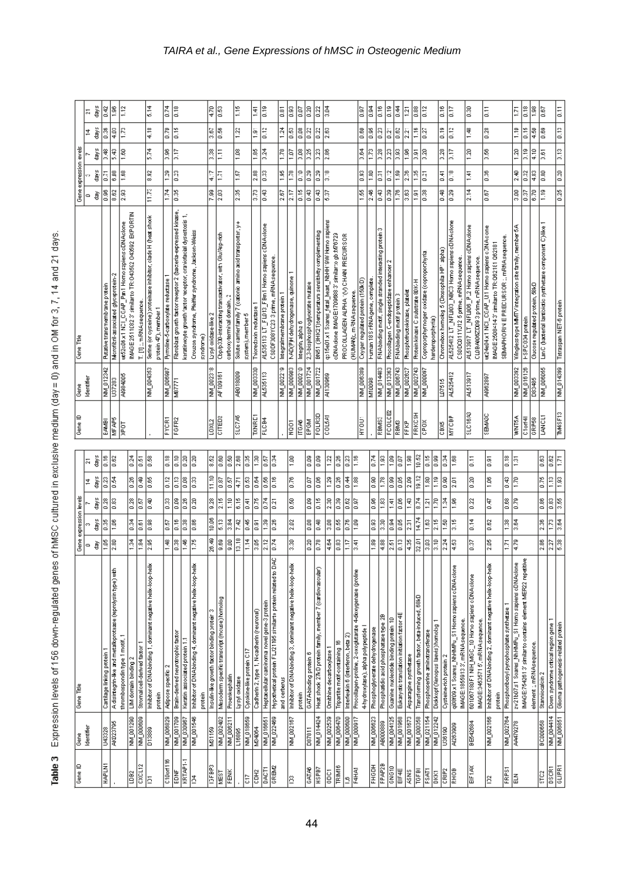**Table 3** Expression levels of 156 down-regulated genes of hMSC cultured in exclusive medium (day = 0) and in OM for 3, 7, 14 and 21 days.

| Gene ID | Gene Identifier | Gene Title | Gene expression levels | | | | |
|---|---|---|---|---|---|---|---|
| | | | 0 day | 3 days | 7 days | 14 days | 21 days |
| HAPLN1 | U43328 | Cartilage linking protein 1 | 1.05 | 0.35 | 0.28 | 0.23 | 0.16 |
| - | AK023795 | A disintegrin-like and metalloprotease (reprolysin type) with thrombospondin type 1 motif, 1 | 2.80 | 1.06 | 0.83 | 0.54 | 0.62 |
| LDB2 | NM_001290 | LIM domain binding 2 | 1.34 | 0.34 | 0.28 | 0.26 | 0.24 |
| CXCL12 | NM_000609 | Stromal cell-derived factor 1 | 1.84 | 0.61 | 0.57 | 0.49 | 0.51 |
| ID1 | D13889 | Inhibitor of DNA binding 1, dominant negative helix-loop-helix protein | 2.95 | 0.98 | 0.40 | 0.65 | 0.58 |
| C10orf116 | NM_006829 | Adipose specific 2 | 1.48 | 0.57 | 0.33 | 0.12 | 0.18 |
| BDNF | NM_001709 | Brain-derived neurotrophic factor | 0.38 | 0.16 | 0.09 | 0.13 | 0.10 |
| KRTAP1-1 | NM_030967 | Keratin associated protein 1.1 | 1.46 | 0.38 | 0.26 | 0.08 | 0.20 |
| ID4 | NM_001546 | Inhibitor of DNA binding 4, dominant negative helix-loop-helix protein | 1.75 | 0.86 | 0.20 | 0.33 | 0.20 |
| IGFBP3 | M31159 | Insulin-like growth factor binding protein 3 | 26.49 | 10.06 | 9.28 | 11.10 | 8.52 |
| MEST | NM_002402 | Mesoderm specific transcript (mouse) homolog | 9.69 | 5.13 | 2.15 | 0.87 | 0.60 |
| PENK | NM_006211 | Proenkephalin | 9.00 | 3.84 | 1.10 | 0.57 | 0.50 |
| - | L16895 | Lysyl oxidase | 13.18 | 7.42 | 6.15 | 4.71 | 2.68 |
| C17 | NM_018659 | Cytokine-like protein C17 | 1.14 | 0.45 | 0.41 | 0.53 | 0.35 |
| CDH2 | M34064 | Cadherin 2, type 1, N-cadherin (neuronal) | 3.05 | 0.91 | 0.75 | 0.64 | 1.30 |
| DACT1 | NM_016651 | Heptacellular carcinoma novel gene-3 protein | 2.12 | 1.39 | 0.74 | 0.56 | 0.57 |
| GREM2 | NM_022469 | Hypothetical protein FLJ21195 similar to protein related to DAC and cerberus | 0.74 | 0.26 | 0.21 | 0.16 | 0.34 |
| ID3 | NM_002167 | Inhibitor of DNA binding 3, dominant negative helix-loop-helix protein | 3.30 | 2.02 | 0.50 | 0.76 | 1.00 |
| GATA6 | D87811 | GATA-binding protein 6 | 0.20 | 0.08 | 0.09 | 0.07 | 0.09 |
| HSPB7 | NM_014424 | Heat shock 27kD protein family, member 7 (cardiovascular) | 0.78 | 0.48 | 0.15 | 0.06 | 0.09 |
| ODC1 | NM_002539 | Ornithine decarboxylase 1 | 4.64 | 3.08 | 2.30 | 1.29 | 1.22 |
| TRIM16 | NM_006470 | Tripartite motif-containing 16 | 0.83 | 0.55 | 0.39 | 0.26 | 0.26 |
| IL6 | NM_000600 | Interleukin 6 (interferon, beta 2) | 1.17 | 0.76 | 0.62 | 0.44 | 0.23 |
| P4HA1 | NM_000917 | Procollagen-proline, 2-oxoglutarate 4-dioxygenase (proline 4-hydroxylase), alpha polypeptide I | 3.41 | 1.09 | 0.97 | 1.88 | 1.16 |
| PHGDH | NM_006623 | Phosphoglycerate dehydrogenase | 1.89 | 0.93 | 0.96 | 0.90 | 0.74 |
| PPAP2B | AB000889 | Phosphatidic acid phosphatase type 2B | 4.88 | 3.30 | 1.83 | 1.78 | 1.93 |
| GNG10 | NM_004125 | Guanine nucleotide binding protein 10 | 2.51 | 0.94 | 1.41 | 0.99 | 1.09 |
| EIF4E | NM_001968 | Eukaryotic translation initiation factor 4E | 0.13 | 0.05 | 0.06 | 0.05 | 0.07 |
| ASNS | NM_001673 | Asparagine synthetase | 4.35 | 2.31 | 1.43 | 2.09 | 1.98 |
| TGFBI | NM_000358 | Transforming growth factor, beta-induced, 68kD | 32.01 | 14.74 | 8.74 | 19.12 | 10.52 |
| PSAT1 | NM_021154 | Phosphoserine aminotransferase | 3.03 | 1.63 | 1.21 | 1.80 | 0.15 |
| DKK1 | NM_012242 | Dickkopf (Xenopus laevis) homolog 1 | 3.10 | 2.16 | 1.70 | 1.19 | 0.99 |
| CRIP2 | U36190 | Cysteine-rich protein 2 | 2.24 | 1.50 | 1.34 | 0.90 | 0.34 |
| RHOB | AI263909 | qj08f09.x1 Soares_NhHMPu_S1 Homo sapiens cDNA clone IMAGE:1855913 3', mRNA sequence. | 4.53 | 3.16 | 1.96 | 2.01 | 1.88 |
| EIF1AX | BE542684 | 601067180F1 NIH_MGC_10 Homo sapiens cDNA clone IMAGE:3453571 5', mRNA sequence. | 0.37 | 0.14 | 0.22 | 0.20 | 0.11 |
| ID2 | NM_002166 | Inhibitor of DNA binding 2, dominant negative helix-loop-helix protein | 2.05 | 0.62 | 0.47 | 1.06 | 0.91 |
| PRPS1 | NM_002764 | Phosphoribosyl pyrophosphate synthetase 1 | 1.71 | 1.38 | 0.68 | 0.43 | 0.18 |
| ELN | AA479278 | zv21b07.s1 Soares_NhHMPu_S1 Homo sapiens cDNA clone IMAGE:754261 3' similar to contains element MER22 repetitive element ;, mRNA sequence. | 4.79 | 3.64 | 0.79 | 1.70 | 1.31 |
| STC2 | BC000658 | Stanniocalcin 2 | 2.86 | 2.36 | 0.86 | 0.75 | 0.63 |
| DSCR1 | NM_004414 | Down syndrome critical region gene 1 | 2.27 | 1.73 | 0.83 | 1.13 | 0.82 |
| GLIPR1 | NM_006851 | Glioma pathogenesis-related protein | 5.38 | 3.64 | 3.55 | 1.93 | 1.71 |
| EAMB1 | NM_012342 | Putative transmembrane protein | 0.96 | 0.71 | 0.48 | 0.36 | 0.42 |
| MFAP5 | U37283 | Microfibril-associated glycoprotein-2 | 8.62 | 6.08 | 5.43 | 4.03 | 1.96 |
| XPOT | AI984005 | wt52c06.x1 NCI_CGAP_Pan1 Homo sapiens cDNA clone IMAGE:2511082 3' similar to TR:O43592 O43592 EXPORTIN T. [1] ;, mRNA sequence. | 2.93 | 1.68 | 1.60 | 1.73 | 1.12 |
| - | NM_004353 | Serine (or cysteine) proteinase inhibitor, clade H (heat shock protein 47), member 1 | 11.73 | 8.92 | 5.74 | 4.18 | 5.14 |
| PYCR1 | NM_006907 | Pyrroline-5-carboxylate reductase 1 | 1.74 | 1.29 | 0.96 | 0.70 | 0.74 |
| FGFR2 | M87771 | Fibroblast growth factor receptor 2 (bacteria-expressed kinase, keratinocyte growth factor receptor, craniofacial dysostosis 1, Crouzon syndrome, Pfeiffer syndrome, Jackson-Weiss syndrome) | 0.35 | 0.23 | 0.17 | 0.15 | 0.18 |
| LOXL2 | NM_002318 | Lysyl oxidase-like 2 | 7.99 | 4.17 | 3.38 | 3.67 | 4.70 |
| CITED2 | AF109161 | Cbp/p300-interacting transactivator, with Glu/Asp-rich carboxy-terminal domain, 2 | 2.03 | 1.71 | 1.11 | 0.56 | 0.53 |
| SLC7A5 | AB018009 | Solute carrier family 7 (cationic amino acid transporter, y+ system), member 5 | 2.35 | 1.57 | 1.08 | 1.22 | 1.15 |
| TXNRD1 | NM_003330 | Thioredoxin reductase 1 | 3.73 | 2.88 | 1.85 | 1.91 | 1.41 |
| FLCB4 | AL535113 | AL535113 LT_FLD13_FBm1 Homo sapiens cDNA clone CS0DF008YC23 3 prime, mRNA sequence. | 0.43 | 0.33 | 0.24 | 0.12 | 0.19 |
| - | NM_002219 | Integral membrane protein 1 | 2.67 | 1.95 | 1.78 | 1.24 | 0.81 |
| NQO1 | NM_000903 | NAD(P)H dehydrogenase, quinone 1 | 2.17 | 1.78 | 1.07 | 0.53 | 0.93 |
| ITGA6 | NM_000210 | Integrin, alpha 6 | 0.15 | 0.10 | 0.08 | 0.08 | 0.07 |
| BPGM | NM_001724 | 2,3-bisphosphoglycerate mutase | 0.43 | 0.29 | 0.25 | 0.22 | 0.20 |
| FOLR3D | NM_001722 | BN51 (BHK21) temperature sensitivity complementing | 0.43 | 0.29 | 0.23 | 0.22 | 0.22 |
| COL5A1 | AI130969 | qc15e01.x1 Soares_fetal_heart_NbHH19W Homo sapiens cDNA clone IMAGE:1709688 3' similar to gb:M76729 PROCOLLAGEN ALPHA 1(V) CHAIN PRECURSOR (HUMAN);, mRNA sequence. | 5.37 | 3.18 | 2.86 | 2.63 | 3.04 |
| HYOU1 | NM_006389 | Oxygen regulated protein (150kD) | 1.56 | 0.93 | 0.64 | 0.60 | 0.97 |
| - | M10098 | Human 18S rRNA gene, complete. | 2.48 | 1.80 | 1.73 | 0.95 | 0.94 |
| RBMS3 | NM_014483 | RNA binding motif, single stranded interacting protein 3 | 0.43 | 0.31 | 0.28 | 0.23 | 0.16 |
| PCOLCE2 | NM_013363 | Procollagen C-endopeptidase enhancer 2 | 0.39 | 0.12 | 0.23 | 0.27 | 0.19 |
| RBM3 | NM_006743 | RNA binding motif protein 3 | 1.76 | 1.59 | 0.93 | 0.62 | 0.44 |
| PFKP | NM_002627 | Phosphofructokinase, platelet | 3.63 | 2.76 | 1.96 | 2.27 | 1.21 |
| PRKCSH | NM_002743 | Protein kinase C substrate 80K-H | 1.91 | 1.35 | 0.91 | 1.16 | 0.88 |
| CPOX | NM_000097 | Coproporphyrinogen oxidase (coproporphyria, harderoporphyria) | 0.38 | 0.21 | 0.20 | 0.27 | 0.12 |
| CBX5 | L07515 | Chromobox homolog 5 (Drosophila HP1 alpha) | 0.48 | 0.41 | 0.28 | 0.19 | 0.16 |
| MYCBP | AL525412 | AL525412 LT_NFL003_NBC3 Homo sapiens cDNA clone CS0DC011YJ12 5 prime, mRNA sequence. | 0.29 | 0.18 | 0.17 | 0.12 | 0.17 |
| SLC16A3 | AL513917 | AL513917 LT_NFL006_PL2 Homo sapiens cDNA clone CL0BA006ZD09 3 prime, mRNA sequence. | 2.14 | 1.41 | 1.20 | 1.48 | 0.30 |
| SEMA3C | AI962897 | wt24e04.x1 NCI_CGAP_Ut1 Homo sapiens cDNA clone IMAGE:2508414 3' similar to TR:Q62181 Q62181 SEMAPHORIN E PRECURSOR. ;, mRNA sequence. | 0.67 | 0.36 | 0.56 | 0.28 | 0.11 |
| WNT5A | NM_003392 | Wingless-type MMTV integration site family, member 5A | 3.00 | 2.40 | 1.20 | 1.10 | 1.71 |
| C1orf41 | NM_016126 | HSPC034 protein | 0.37 | 0.32 | 0.19 | 0.15 | 0.18 |
| GRP58 | D83485 | Glucose regulated protein, 58kD | 6.70 | 4.83 | 4.10 | 4.50 | 1.98 |
| LANCL1 | NM_006055 | LanC (bacterial lantibiotic synthetase component C)-like 1 | 1.19 | 0.80 | 0.61 | 0.69 | 0.67 |
| TM4SF13 | NM_014399 | Tetraspan NET-6 protein | 0.25 | 0.20 | 0.13 | 0.13 | 0.11 |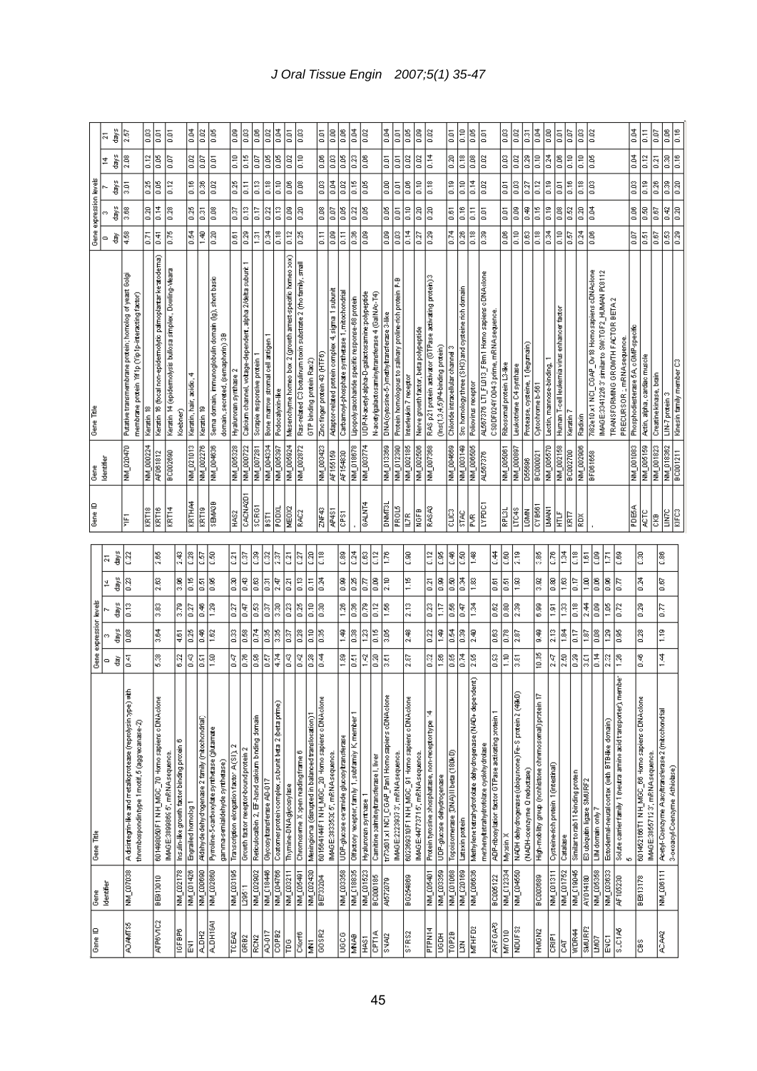| Gene ID | Gene Identifier | Gene Title | Gene expression levels | | | | |
|---|---|---|---|---|---|---|---|
| | | | 0 day | 3 days | 7 days | 14 days | 21 days |
| ADAMTS5 | NM_007038 | A disintegrin-like and metalloprotease (reprolysin type) with thrombospondin type 1 motif, 5 (aggrecanase-2) | 0.41 | 0.08 | 0.13 | 0.23 | 0.22 |
| ATP6V1C2 | BE910010 | 601498050F1 NIH_MGC_70 Homo sapiens cDNA clone IMAGE:3899866 5', mRNA sequence. | 5.38 | 3.64 | 3.83 | 2.63 | 2.65 |
| IGFBP6 | NM_002178 | Insulin-like growth factor binding protein 6 | 6.22 | 4.61 | 3.79 | 3.98 | 2.43 |
| EN1 | NM_001426 | Engrailed homolog 1 | 0.43 | 0.25 | 0.27 | 0.15 | 0.28 |
| ALDH2 | NM_000690 | Aldehyde dehydrogenase 2 family (mitochondrial) | 1.40 | 0.46 | 0.46 | 0.51 | 0.57 |
| ALDH18A1 | NM_002860 | Pyrroline-5-carboxylate synthetase (glutamate gamma-semialdehyde synthetase) | 1.50 | 1.62 | 1.29 | 0.95 | 0.50 |
| TCEA2 | NM_003195 | Transcription elongation factor A (SII), 2 | 0.47 | 0.33 | 0.27 | 0.30 | 0.21 |
| GRB2 | L29511 | Growth factor receptor-bound protein 2 | 0.76 | 0.58 | 0.47 | 0.43 | 0.37 |
| RCN2 | NM_002902 | Reticulocalbin 2, EF-hand calcium binding domain | 0.68 | 0.74 | 0.53 | 0.63 | 0.39 |
| AD-017 | NM_018446 | Glycosyltransferase AD-017 | 0.47 | 0.35 | 0.37 | 0.31 | 0.32 |
| COPB2 | NM_004766 | Coatomer protein complex, subunit beta 2 (beta prime) | 4.74 | 3.35 | 3.30 | 2.47 | 2.37 |
| TDG | NM_003211 | Thymine-DNA glycosylase | 0.43 | 0.37 | 0.23 | 0.21 | 0.21 |
| CXorf6 | NM_005491 | Chromosome X open reading frame 6 | 0.42 | 0.28 | 0.25 | 0.13 | 0.27 |
| MN1 | NM_002430 | Meningioma (disrupted in balanced translocation) 1 | 0.28 | 0.10 | 0.10 | 0.11 | 0.20 |
| GOSR2 | BE733204 | 601564144F1 NIH_MGC_20 Homo sapiens cDNA clone IMAGE:3833530 5', mRNA sequence. | 0.44 | 0.35 | 0.30 | 0.24 | 0.18 |
| UGCG | NM_003358 | UDP-glucose ceramide glucosyltransferase | 1.89 | 1.49 | 1.26 | 0.99 | 0.89 |
| MNAB | NM_018835 | Olfactory receptor, family 1, subfamily K, member 1 | 0.51 | 0.38 | 0.36 | 0.25 | 0.24 |
| HAS1 | NM_001523 | Hyaluronan synthase 1 | 1.42 | 1.23 | 0.79 | 0.77 | 0.63 |
| CPT1A | BC000185 | Carnitine palmitoyltransferase I, liver | 0.20 | 0.15 | 0.12 | 0.09 | 0.12 |
| SNAI2 | AI572079 | tr73d01.x1 NCI_CGAP_Pan1 Homo sapiens cDNA clone IMAGE:2223937 3', mRNA sequence. | 3.61 | 3.05 | 1.56 | 2.10 | 1.76 |
| SFRS2 | BG254869 | 602369310F1 NIH_MGC_91 Homo sapiens cDNA clone IMAGE:4477371 5', mRNA sequence. | 2.67 | 2.48 | 2.13 | 1.15 | 0.90 |
| PTPN14 | NM_005401 | Protein tyrosine phosphatase, non-receptor type 14 | 0.32 | 0.22 | 0.23 | 0.21 | 0.12 |
| UGDH | NM_003359 | UDP-glucose dehydrogenase | 1.86 | 1.49 | 1.17 | 0.99 | 0.95 |
| TOP2B | NM_001068 | Topoisomerase (DNA) II beta (180kD) | 0.65 | 0.54 | 0.56 | 0.50 | 0.46 |
| LXN | NM_020169 | Latexin protein | 0.74 | 0.39 | 0.47 | 0.34 | 0.50 |
| MTHFD2 | NM_006636 | Methylene tetrahydrofolate dehydrogenase (NAD+ dependent) methenyltetrahydrofolate cyclohydrolase | 2.55 | 2.40 | 1.34 | 1.83 | 1.48 |
| ARFGAP3 | BC005122 | ADP-ribosylation factor GTPase activating protein 1 | 0.83 | 0.63 | 0.62 | 0.61 | 0.44 |
| MYO10 | NM_012334 | Myosin X | 1.10 | 0.78 | 0.80 | 0.51 | 0.60 |
| NDUFS2 | NM_004550 | NADH dehydrogenase (ubiquinone) Fe-S protein 2 (49kD) (NADH-coenzyme Q reductase) | 3.81 | 2.87 | 2.39 | 1.93 | 2.19 |
| HMGN2 | BC003689 | High-mobility group (nonhistone chromosomal) protein 17 | 10.35 | 9.49 | 6.99 | 3.92 | 3.86 |
| CRIP1 | NM_001311 | Cysteine-rich protein 1 (intestinal) | 2.47 | 2.13 | 1.91 | 0.80 | 0.76 |
| CAT | NM_001752 | Catalase | 2.20 | 1.84 | 1.33 | 1.63 | 1.34 |
| WDR44 | NM_019045 | Similar to rab11-binding protein | 0.29 | 0.17 | 0.18 | 0.17 | 0.18 |
| SMURF2 | AY014180 | E3 ubiquitin ligase SMURF2 | 3.21 | 1.87 | 2.44 | 1.00 | 1.61 |
| LMO7 | NM_005358 | LIM domain only 7 | 0.14 | 0.08 | 0.09 | 0.06 | 0.09 |
| ENC1 | NM_003633 | Ectodermal-neural cortex (with BTB-like domain) | 2.32 | 1.29 | 1.05 | 0.96 | 1.71 |
| SLC1A5 | AF105230 | Solute carrier family 1 (neutral amino acid transporter), member 5 | 1.26 | 0.95 | 0.72 | 0.77 | 0.69 |
| CBS | BE613178 | 601452166T1 NIH_MGC_66 Homo sapiens cDNA clone IMAGE:3855712 3', mRNA sequence. | 0.46 | 0.28 | 0.29 | 0.24 | 0.30 |
| ACAA2 | NM_006111 | Acetyl-Coenzyme A acyltransferase 2 (mitochondrial 3-oxoacyl-Coenzyme A thiolase) | 1.44 | 1.19 | 0.77 | 0.67 | 0.86 |

| Gene ID | Gene Identifier | Gene Title | Gene expression levels | | | | |
|---|---|---|---|---|---|---|---|
| | | | 0 day | 3 days | 7 days | 14 days | 21 days |
| YIF1 | NM_020470 | Putative transmembrane protein; homolog of yeast Golgi membrane protein Yif1p (Yip1p-interacting factor) | 4.58 | 3.68 | 3.01 | 2.08 | 2.57 |
| KRT18 | NM_000224 | Keratin 18 | 0.71 | 0.20 | 0.25 | 0.12 | 0.03 |
| KRT16 | AF061812 | Keratin 16 (focal non-epidermolytic palmoplantar keratoderma) | 0.41 | 0.14 | 0.05 | 0.05 | 0.01 |
| KRT14 | BC002690 | Keratin 14 (epidermolysis bullosa simplex, Dowling-Meara Koebner) | 0.75 | 0.28 | 0.12 | 0.07 | 0.01 |
| KRTHA4 | NM_021013 | Keratin, hair, acidic, 4 | 0.54 | 0.25 | 0.16 | 0.02 | 0.04 |
| KRT19 | NM_002276 | Keratin 19 | 1.40 | 0.31 | 0.36 | 0.07 | 0.02 |
| SEMA3B | NM_004636 | Sema domain, immunoglobulin domain (Ig), short basic domain, secreted, (semaphorin) 3B | 0.20 | 0.08 | 0.12 | 0.07 | 0.05 |
| HAS2 | NM_005328 | Hyaluronan synthase 2 | 0.61 | 0.37 | 0.25 | 0.10 | 0.09 |
| CACNA2D1 | NM_000722 | Calcium channel, voltage-dependent, alpha 2/delta subunit 1 | 0.29 | 0.13 | 0.11 | 0.15 | 0.03 |
| SCRG1 | NM_007281 | Scrapie responsive protein 1 | 1.31 | 0.17 | 0.13 | 0.07 | 0.06 |
| BST1 | NM_004334 | Bone marrow stromal cell antigen 1 | 0.34 | 0.22 | 0.18 | 0.06 | 0.02 |
| PODXL | NM_005397 | Podocalyxin-like | 0.18 | 0.13 | 0.10 | 0.05 | 0.04 |
| MEOX2 | NM_005924 | Mesenchyme homeo box 2 (growth arrest-specific homeo box) | 0.12 | 0.09 | 0.06 | 0.02 | 0.01 |
| RAC2 | NM_002872 | Ras-related C3 botulinum toxin substrate 2 (rho family, small GTP binding protein Rac2) | 0.25 | 0.20 | 0.08 | 0.10 | 0.03 |
| ZNF43 | NM_003423 | Zinc finger protein 43 (HTF6) | 0.11 | 0.08 | 0.03 | 0.06 | 0.01 |
| AP4S1 | AF155159 | Adaptor-related protein complex 4, sigma 1 subunit | 0.09 | 0.07 | 0.04 | 0.03 | 0.00 |
| CPS1 | AF154830 | Carbamoyl-phosphate synthetase 1, mitochondrial | 0.11 | 0.05 | 0.02 | 0.05 | 0.06 |
| - | NM_018678 | Lipopolysaccharide specific response-68 protein | 0.36 | 0.22 | 0.15 | 0.23 | 0.04 |
| GALNT4 | NM_003774 | UDP-N-acetyl-alpha-D-galactosamine:polypeptide N-acetylgalactosaminyltransferase 4 (GalNAc-T4) | 0.09 | 0.05 | 0.05 | 0.06 | 0.02 |
| DNMT3L | NM_013369 | DNA (cytosine-5-)-methyltransferase 3-like | 0.09 | 0.05 | 0.01 | 0.01 | 0.04 |
| PROL5 | NM_012390 | Protein homologous to salivary proline-rich protein P-B | 0.03 | 0.01 | 0.01 | 0.01 | 0.01 |
| IL7R | NM_002185 | Interleukin 7 receptor | 0.14 | 0.10 | 0.06 | 0.02 | 0.05 |
| NGFB | NM_002506 | Nerve growth factor, beta polypeptide | 0.27 | 0.20 | 0.10 | 0.02 | 0.09 |
| RASA3 | NM_007368 | RAS p21 protein activator (GTPase activating protein) 3 (Ins(1,3,4,5)P4-binding protein) | 0.29 | 0.20 | 0.18 | 0.14 | 0.02 |
| CLIC3 | NM_004669 | Chloride intracellular channel 3 | 0.74 | 0.61 | 0.19 | 0.20 | 0.01 |
| STAC | NM_003149 | Src homology three (SH3) and cysteine rich domain | 0.26 | 0.16 | 0.11 | 0.18 | 0.10 |
| PVR | NM_006505 | Poliovirus receptor | 0.18 | 0.11 | 0.14 | 0.08 | 0.05 |
| LYPDC1 | AL567376 | AL567376 LTI_FLD13_FBm1 Homo sapiens cDNA clone CS0DF024YO04 3 prime, mRNA sequence. | 0.39 | 0.01 | 0.02 | 0.02 | 0.01 |
| RPL3L | NM_005061 | Ribosomal protein L3-like | 0.06 | 0.01 | 0.01 | 0.01 | 0.03 |
| LTC4S | NM_000897 | Leukotriene C4 synthase | 0.10 | 0.09 | 0.03 | 0.02 | 0.02 |
| LGMN | D55696 | Protease, cysteine, 1 (legumain) | 0.63 | 0.49 | 0.27 | 0.29 | 0.31 |
| CYB561 | BC000021 | Cytochrome b-561 | 0.18 | 0.15 | 0.12 | 0.10 | 0.04 |
| LMAN1 | NM_005570 | Lectin, mannose-binding, 1 | 0.34 | 0.19 | 0.19 | 0.24 | 0.00 |
| HTLF | NM_002158 | Human T-cell leukemia virus enhancer factor | 0.10 | 0.08 | 0.01 | 0.06 | 0.01 |
| KRT7 | BC002700 | Keratin 7 | 0.57 | 0.52 | 0.16 | 0.10 | 0.07 |
| RDX | NM_002906 | Radixin | 0.24 | 0.20 | 0.18 | 0.10 | 0.03 |
| - | BF061658 | 7i62e10.x1 NCI_CGAP_Ov18 Homo sapiens cDNA clone IMAGE:3341226 3' similar to SW:TGF2_HUMAN P08112 TRANSFORMING GROWTH FACTOR BETA 2 PRECURSOR ;, mRNA sequence. | 0.06 | 0.04 | 0.03 | 0.05 | 0.02 |
| PDE5A | NM_001083 | Phosphodiesterase 5A, cGMP-specific | 0.07 | 0.06 | 0.03 | 0.04 | 0.04 |
| ACTC | NM_005159 | Actin, alpha, cardiac muscle | 0.51 | 0.50 | 0.19 | 0.12 | 0.11 |
| CKB | NM_001823 | Creatine kinase, brain | 0.67 | 0.67 | 0.26 | 0.21 | 0.07 |
| LIN7C | NM_018362 | LIN-7 protein 3 | 0.53 | 0.42 | 0.39 | 0.30 | 0.06 |
| KIFC3 | BC001211 | Kinesin family member C3 | 0.29 | 0.20 | 0.20 | 0.16 | 0.16 |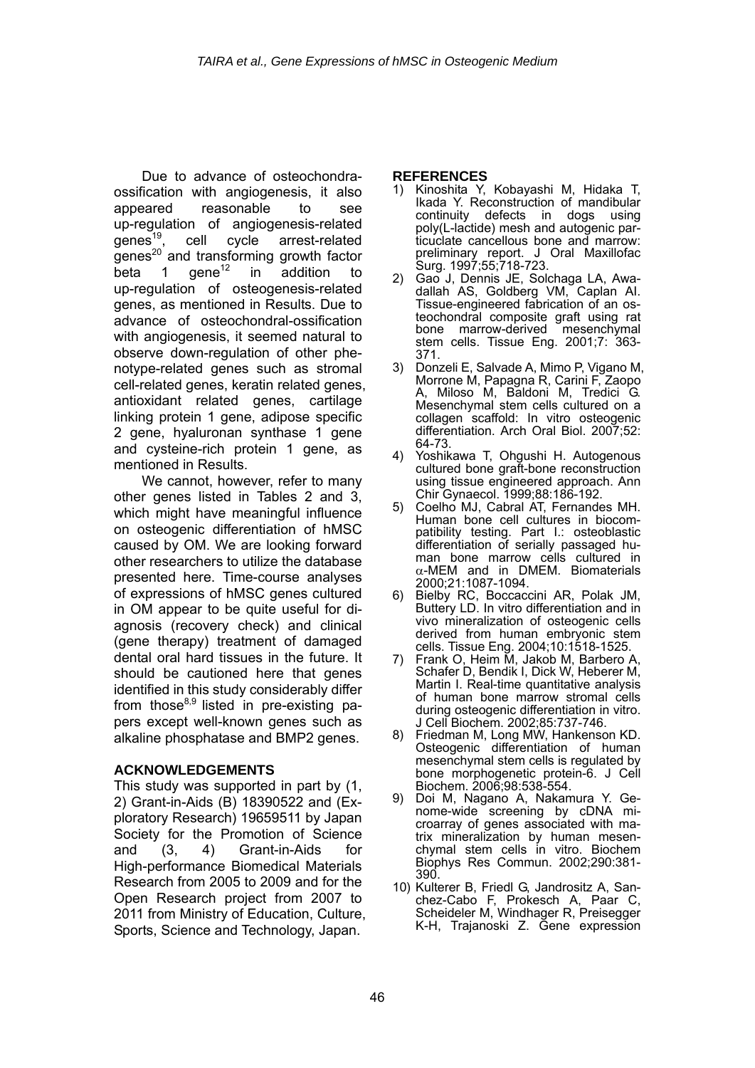Due to advance of osteochondra-ossification with angiogenesis, it also appeared reasonable to see up-regulation of angiogenesis-related genes[19], cell cycle arrest-related genes[20] and transforming growth factor beta 1 gene[12] in addition to up-regulation of osteogenesis-related genes, as mentioned in Results. Due to advance of osteochondral-ossification with angiogenesis, it seemed natural to observe down-regulation of other phenotype-related genes such as stromal cell-related genes, keratin related genes, antioxidant related genes, cartilage linking protein 1 gene, adipose specific 2 gene, hyaluronan synthase 1 gene and cysteine-rich protein 1 gene, as mentioned in Results.

We cannot, however, refer to many other genes listed in Tables 2 and 3, which might have meaningful influence on osteogenic differentiation of hMSC caused by OM. We are looking forward other researchers to utilize the database presented here. Time-course analyses of expressions of hMSC genes cultured in OM appear to be quite useful for diagnosis (recovery check) and clinical (gene therapy) treatment of damaged dental oral hard tissues in the future. It should be cautioned here that genes identified in this study considerably differ from those[8,9] listed in pre-existing papers except well-known genes such as alkaline phosphatase and BMP2 genes.

## ACKNOWLEDGEMENTS

This study was supported in part by (1, 2) Grant-in-Aids (B) 18390522 and (Exploratory Research) 19659511 by Japan Society for the Promotion of Science and (3, 4) Grant-in-Aids for High-performance Biomedical Materials Research from 2005 to 2009 and for the Open Research project from 2007 to 2011 from Ministry of Education, Culture, Sports, Science and Technology, Japan.

## REFERENCES

1) Kinoshita Y, Kobayashi M, Hidaka T, Ikada Y. Reconstruction of mandibular continuity defects in dogs using poly(L-lactide) mesh and autogenic particuclate cancellous bone and marrow: preliminary report. J Oral Maxillofac Surg. 1997;55;718-723.
2) Gao J, Dennis JE, Solchaga LA, Awadallah AS, Goldberg VM, Caplan AI. Tissue-engineered fabrication of an osteochondral composite graft using rat bone marrow-derived mesenchymal stem cells. Tissue Eng. 2001;7: 363-371.
3) Donzeli E, Salvade A, Mimo P, Vigano M, Morrone M, Papagna R, Carini F, Zaopo A, Miloso M, Baldoni M, Tredici G. Mesenchymal stem cells cultured on a collagen scaffold: In vitro osteogenic differentiation. Arch Oral Biol. 2007;52: 64-73.
4) Yoshikawa T, Ohgushi H. Autogenous cultured bone graft-bone reconstruction using tissue engineered approach. Ann Chir Gynaecol. 1999;88:186-192.
5) Coelho MJ, Cabral AT, Fernandes MH. Human bone cell cultures in biocompatibility testing. Part I.: osteoblastic differentiation of serially passaged human bone marrow cells cultured in $\alpha$-MEM and in DMEM. Biomaterials 2000;21:1087-1094.
6) Bielby RC, Boccaccini AR, Polak JM, Buttery LD. In vitro differentiation and in vivo mineralization of osteogenic cells derived from human embryonic stem cells. Tissue Eng. 2004;10:1518-1525.
7) Frank O, Heim M, Jakob M, Barbero A, Schafer D, Bendik I, Dick W, Heberer M, Martin I. Real-time quantitative analysis of human bone marrow stromal cells during osteogenic differentiation in vitro. J Cell Biochem. 2002;85:737-746.
8) Friedman M, Long MW, Hankenson KD. Osteogenic differentiation of human mesenchymal stem cells is regulated by bone morphogenetic protein-6. J Cell Biochem. 2006;98:538-554.
9) Doi M, Nagano A, Nakamura Y. Genome-wide screening by cDNA microarray of genes associated with matrix mineralization by human mesenchymal stem cells in vitro. Biochem Biophys Res Commun. 2002;290:381-390.
10) Kulterer B, Friedl G, Jandrositz A, Sanchez-Cabo F, Prokesch A, Paar C, Scheideler M, Windhager R, Preisegger K-H, Trajanoski Z. Gene expression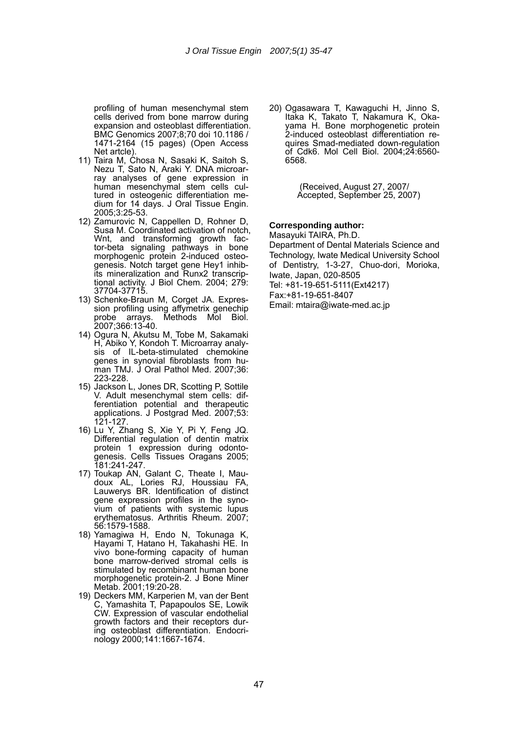profiling of human mesenchymal stem cells derived from bone marrow during expansion and osteoblast differentiation. BMC Genomics 2007;8;70 doi 10.1186 / 1471-2164 (15 pages) (Open Access Net artcle).

11) Taira M, Chosa N, Sasaki K, Saitoh S, Nezu T, Sato N, Araki Y. DNA microarray analyses of gene expression in human mesenchymal stem cells cultured in osteogenic differentiation medium for 14 days. J Oral Tissue Engin. 2005;3:25-53.
12) Zamurovic N, Cappellen D, Rohner D, Susa M. Coordinated activation of notch, Wnt, and transforming growth factor-beta signaling pathways in bone morphogenic protein 2-induced osteogenesis. Notch target gene Hey1 inhibits mineralization and Runx2 transcriptional activity. J Biol Chem. 2004; 279: 37704-37715.
13) Schenke-Braun M, Corget JA. Expression profiling using affymetrix genechip probe arrays. Methods Mol Biol. 2007;366:13-40.
14) Ogura N, Akutsu M, Tobe M, Sakamaki H, Abiko Y, Kondoh T. Microarray analysis of IL-beta-stimulated chemokine genes in synovial fibroblasts from human TMJ. J Oral Pathol Med. 2007;36: 223-228.
15) Jackson L, Jones DR, Scotting P, Sottile V. Adult mesenchymal stem cells: differentiation potential and therapeutic applications. J Postgrad Med. 2007;53: 121-127.
16) Lu Y, Zhang S, Xie Y, Pi Y, Feng JQ. Differential regulation of dentin matrix protein 1 expression during odontogenesis. Cells Tissues Oragans 2005; 181:241-247.
17) Toukap AN, Galant C, Theate I, Maudoux AL, Lories RJ, Houssiau FA, Lauwerys BR. Identification of distinct gene expression profiles in the synovium of patients with systemic lupus erythematosus. Arthritis Rheum. 2007; 56:1579-1588.
18) Yamagiwa H, Endo N, Tokunaga K, Hayami T, Hatano H, Takahashi HE. In vivo bone-forming capacity of human bone marrow-derived stromal cells is stimulated by recombinant human bone morphogenetic protein-2. J Bone Miner Metab. 2001;19:20-28.
19) Deckers MM, Karperien M, van der Bent C, Yamashita T, Papapoulos SE, Lowik CW. Expression of vascular endothelial growth factors and their receptors during osteoblast differentiation. Endocrinology 2000;141:1667-1674.
20) Ogasawara T, Kawaguchi H, Jinno S, Itaka K, Takato T, Nakamura K, Okayama H. Bone morphogenetic protein 2-induced osteoblast differentiation requires Smad-mediated down-regulation of Cdk6. Mol Cell Biol. 2004;24:6560-6568.

(Received, August 27, 2007/ Accepted, September 25, 2007)

**Corresponding author:**

Masayuki TAIRA, Ph.D.
Department of Dental Materials Science and Technology, Iwate Medical University School of Dentistry, 1-3-27, Chuo-dori, Morioka, Iwate, Japan, 020-8505
Tel: +81-19-651-5111(Ext4217)
Fax:+81-19-651-8407
Email: mtaira@iwate-med.ac.jp